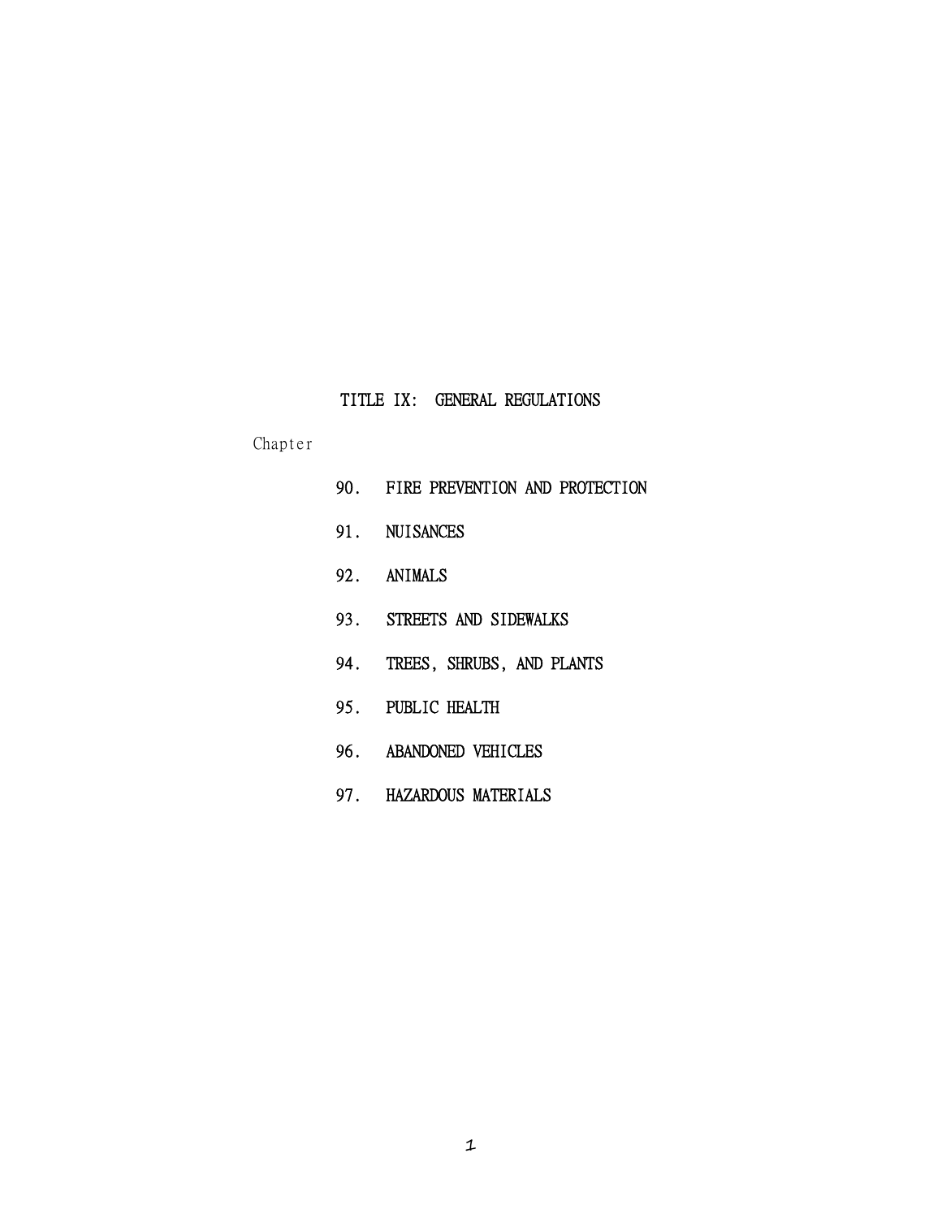# TITLE IX: GENERAL REGULATIONS

Chapter

90. FIRE PREVENTION AND PROTECTION

91. NUISANCES

92. ANIMALS

93. STREETS AND SIDEWALKS

94. TREES, SHRUBS, AND PLANTS

95. PUBLIC HEALTH

96. ABANDONED VEHICLES

97. HAZARDOUS MATERIALS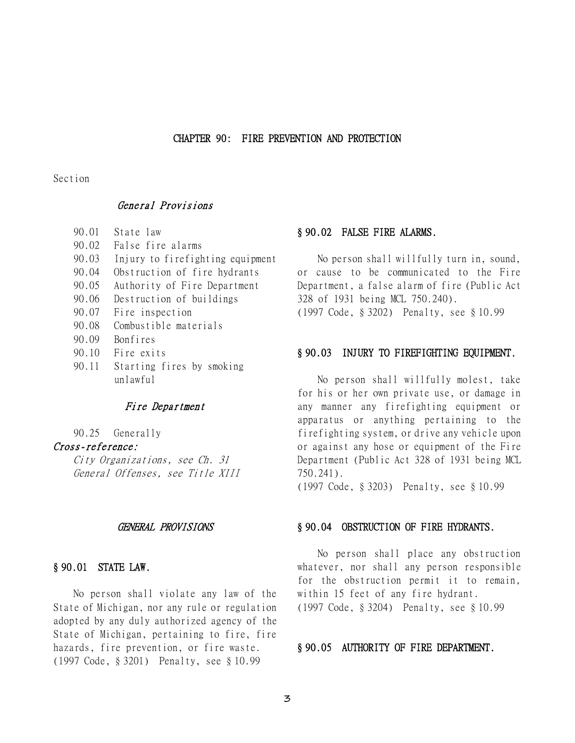# CHAPTER 90: FIRE PREVENTION AND PROTECTION

Section

*General Provisions*

- 90.01 State law
- 90.02 False fire alarms
- 90.03 Injury to firefighting equipment
- 90.04 Obstruction of fire hydrants
- 90.05 Authority of Fire Department
- 90.06 Destruction of buildings
- 90.07 Fire inspection
- 90.08 Combustible materials
- 90.09 Bonfires
- 90.10 Fire exits
- 90.11 Starting fires by smoking unlawful

*Fire Department*

- 90.25 Generally

***Cross-reference:***

*City Organizations, see Ch. 31*
*General Offenses, see Title XIII*

## *GENERAL PROVISIONS*

### § 90.01 STATE LAW.

No person shall violate any law of the State of Michigan, nor any rule or regulation adopted by any duly authorized agency of the State of Michigan, pertaining to fire, fire hazards, fire prevention, or fire waste.
(1997 Code, § 3201) Penalty, see § 10.99

### § 90.02 FALSE FIRE ALARMS.

No person shall willfully turn in, sound, or cause to be communicated to the Fire Department, a false alarm of fire (Public Act 328 of 1931 being MCL 750.240).
(1997 Code, § 3202) Penalty, see § 10.99

### § 90.03 INJURY TO FIREFIGHTING EQUIPMENT.

No person shall willfully molest, take for his or her own private use, or damage in any manner any firefighting equipment or apparatus or anything pertaining to the firefighting system, or drive any vehicle upon or against any hose or equipment of the Fire Department (Public Act 328 of 1931 being MCL 750.241).
(1997 Code, § 3203) Penalty, see § 10.99

### § 90.04 OBSTRUCTION OF FIRE HYDRANTS.

No person shall place any obstruction whatever, nor shall any person responsible for the obstruction permit it to remain, within 15 feet of any fire hydrant.
(1997 Code, § 3204) Penalty, see § 10.99

### § 90.05 AUTHORITY OF FIRE DEPARTMENT.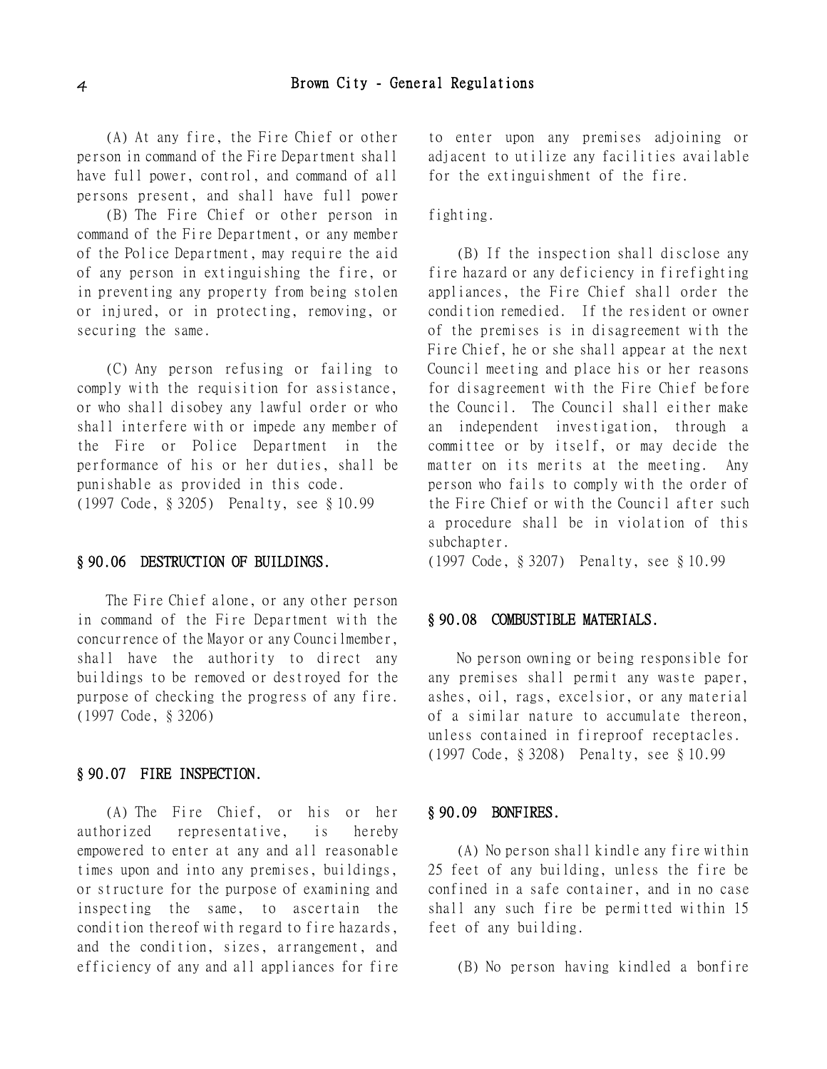(A) At any fire, the Fire Chief or other person in command of the Fire Department shall have full power, control, and command of all persons present, and shall have full power to enter upon any premises adjoining or adjacent to utilize any facilities available for the extinguishment of the fire.

(B) The Fire Chief or other person in command of the Fire Department, or any member of the Police Department, may require the aid of any person in extinguishing the fire, or in preventing any property from being stolen or injured, or in protecting, removing, or securing the same.

(C) Any person refusing or failing to comply with the requisition for assistance, or who shall disobey any lawful order or who shall interfere with or impede any member of the Fire or Police Department in the performance of his or her duties, shall be punishable as provided in this code.
(1997 Code, § 3205) Penalty, see § 10.99

## § 90.06 DESTRUCTION OF BUILDINGS.

The Fire Chief alone, or any other person in command of the Fire Department with the concurrence of the Mayor or any Councilmember, shall have the authority to direct any buildings to be removed or destroyed for the purpose of checking the progress of any fire.
(1997 Code, § 3206)

## § 90.07 FIRE INSPECTION.

(A) The Fire Chief, or his or her authorized representative, is hereby empowered to enter at any and all reasonable times upon and into any premises, buildings, or structure for the purpose of examining and inspecting the same, to ascertain the condition thereof with regard to fire hazards, and the condition, sizes, arrangement, and efficiency of any and all appliances for fire fighting.

(B) If the inspection shall disclose any fire hazard or any deficiency in firefighting appliances, the Fire Chief shall order the condition remedied. If the resident or owner of the premises is in disagreement with the Fire Chief, he or she shall appear at the next Council meeting and place his or her reasons for disagreement with the Fire Chief before the Council. The Council shall either make an independent investigation, through a committee or by itself, or may decide the matter on its merits at the meeting. Any person who fails to comply with the order of the Fire Chief or with the Council after such a procedure shall be in violation of this subchapter.
(1997 Code, § 3207) Penalty, see § 10.99

## § 90.08 COMBUSTIBLE MATERIALS.

No person owning or being responsible for any premises shall permit any waste paper, ashes, oil, rags, excelsior, or any material of a similar nature to accumulate thereon, unless contained in fireproof receptacles.
(1997 Code, § 3208) Penalty, see § 10.99

## § 90.09 BONFIRES.

(A) No person shall kindle any fire within 25 feet of any building, unless the fire be confined in a safe container, and in no case shall any such fire be permitted within 15 feet of any building.

(B) No person having kindled a bonfire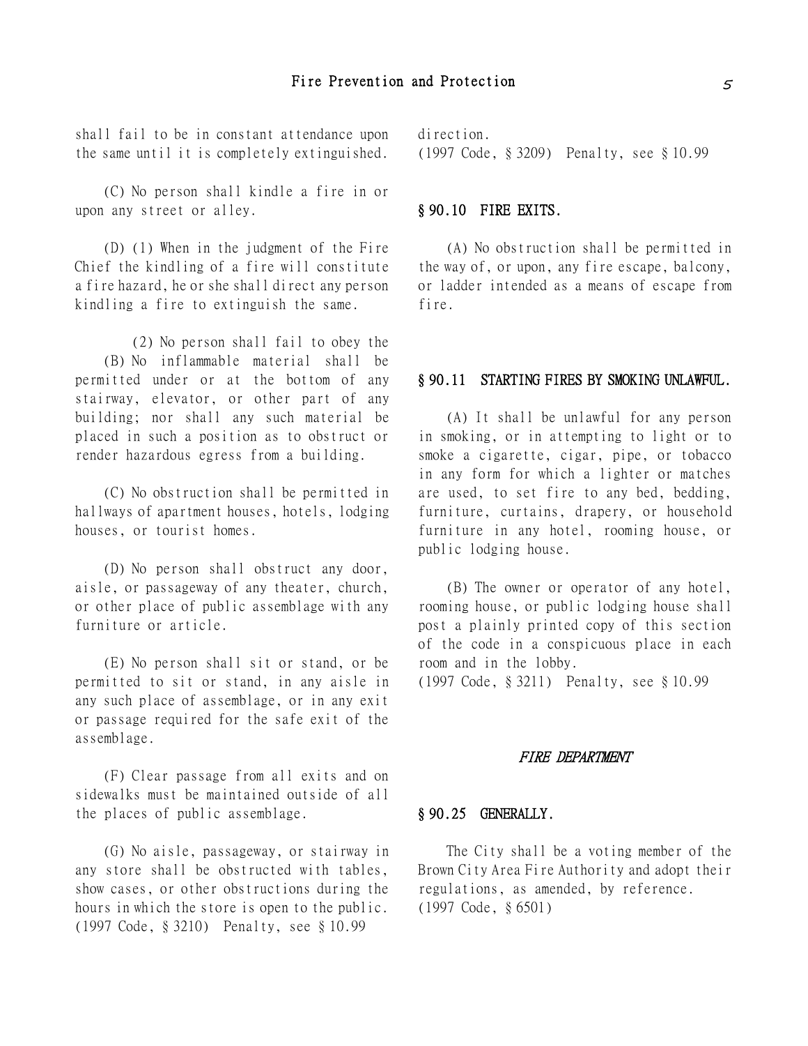shall fail to be in constant attendance upon the same until it is completely extinguished.

(C) No person shall kindle a fire in or upon any street or alley.

(D) (1) When in the judgment of the Fire Chief the kindling of a fire will constitute a fire hazard, he or she shall direct any person kindling a fire to extinguish the same.

(2) No person shall fail to obey the direction.

(1997 Code, § 3209) Penalty, see § 10.99

## § 90.10 FIRE EXITS.

(A) No obstruction shall be permitted in the way of, or upon, any fire escape, balcony, or ladder intended as a means of escape from fire.

(B) No inflammable material shall be permitted under or at the bottom of any stairway, elevator, or other part of any building; nor shall any such material be placed in such a position as to obstruct or render hazardous egress from a building.

(C) No obstruction shall be permitted in hallways of apartment houses, hotels, lodging houses, or tourist homes.

(D) No person shall obstruct any door, aisle, or passageway of any theater, church, or other place of public assemblage with any furniture or article.

(E) No person shall sit or stand, or be permitted to sit or stand, in any aisle in any such place of assemblage, or in any exit or passage required for the safe exit of the assemblage.

(F) Clear passage from all exits and on sidewalks must be maintained outside of all the places of public assemblage.

(G) No aisle, passageway, or stairway in any store shall be obstructed with tables, show cases, or other obstructions during the hours in which the store is open to the public.

(1997 Code, § 3210) Penalty, see § 10.99

## § 90.11 STARTING FIRES BY SMOKING UNLAWFUL.

(A) It shall be unlawful for any person in smoking, or in attempting to light or to smoke a cigarette, cigar, pipe, or tobacco in any form for which a lighter or matches are used, to set fire to any bed, bedding, furniture, curtains, drapery, or household furniture in any hotel, rooming house, or public lodging house.

(B) The owner or operator of any hotel, rooming house, or public lodging house shall post a plainly printed copy of this section of the code in a conspicuous place in each room and in the lobby.

(1997 Code, § 3211) Penalty, see § 10.99

# *FIRE DEPARTMENT*

## § 90.25 GENERALLY.

The City shall be a voting member of the Brown City Area Fire Authority and adopt their regulations, as amended, by reference.

(1997 Code, § 6501)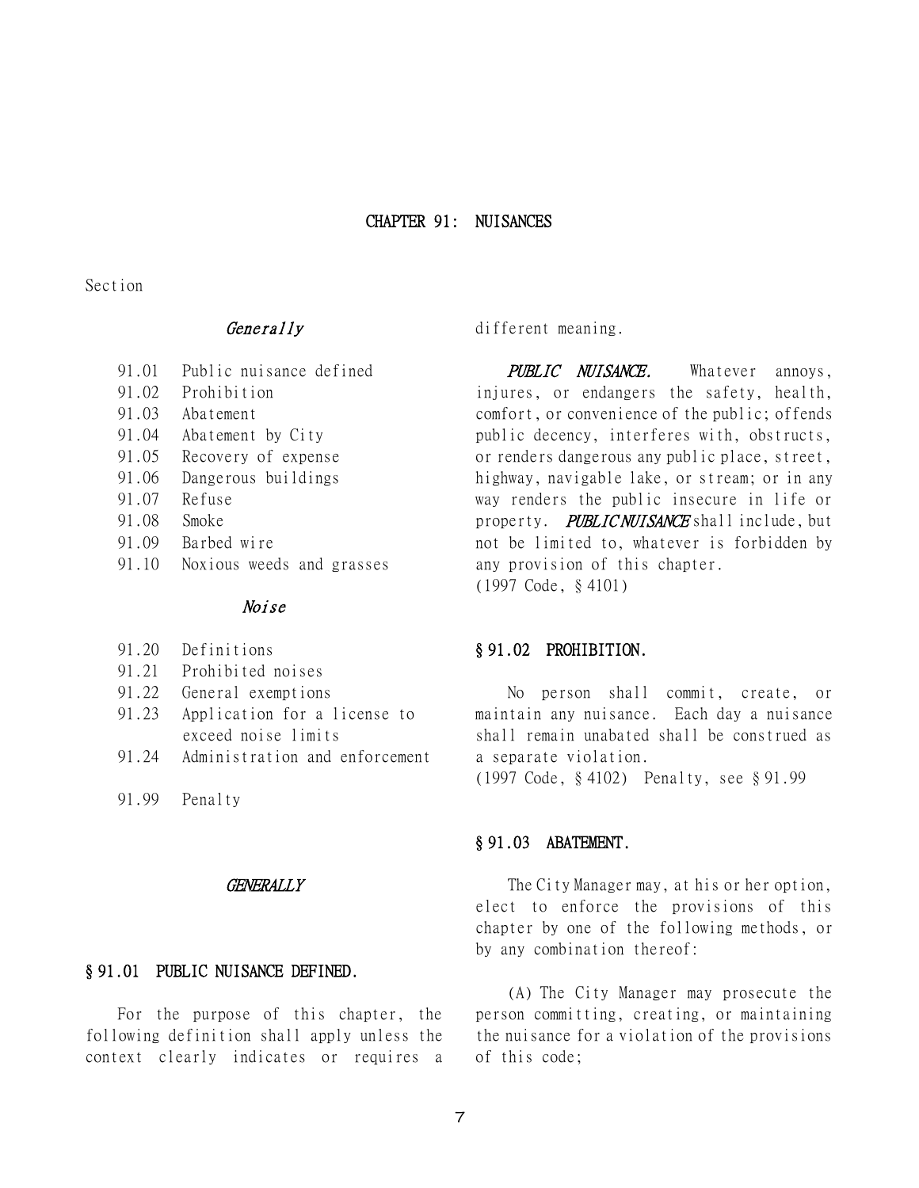# CHAPTER 91: NUISANCES

Section

*Generally*

- 91.01 Public nuisance defined
- 91.02 Prohibition
- 91.03 Abatement
- 91.04 Abatement by City
- 91.05 Recovery of expense
- 91.06 Dangerous buildings
- 91.07 Refuse
- 91.08 Smoke
- 91.09 Barbed wire
- 91.10 Noxious weeds and grasses

*Noise*

- 91.20 Definitions
- 91.21 Prohibited noises
- 91.22 General exemptions
- 91.23 Application for a license to exceed noise limits
- 91.24 Administration and enforcement

- 91.99 Penalty

## *GENERALLY*

### § 91.01 PUBLIC NUISANCE DEFINED.

For the purpose of this chapter, the following definition shall apply unless the context clearly indicates or requires a different meaning.

***PUBLIC NUISANCE.*** Whatever annoys, injures, or endangers the safety, health, comfort, or convenience of the public; offends public decency, interferes with, obstructs, or renders dangerous any public place, street, highway, navigable lake, or stream; or in any way renders the public insecure in life or property. ***PUBLIC NUISANCE*** shall include, but not be limited to, whatever is forbidden by any provision of this chapter.
(1997 Code, § 4101)

### § 91.02 PROHIBITION.

No person shall commit, create, or maintain any nuisance. Each day a nuisance shall remain unabated shall be construed as a separate violation.
(1997 Code, § 4102) Penalty, see § 91.99

### § 91.03 ABATEMENT.

The City Manager may, at his or her option, elect to enforce the provisions of this chapter by one of the following methods, or by any combination thereof:

(A) The City Manager may prosecute the person committing, creating, or maintaining the nuisance for a violation of the provisions of this code;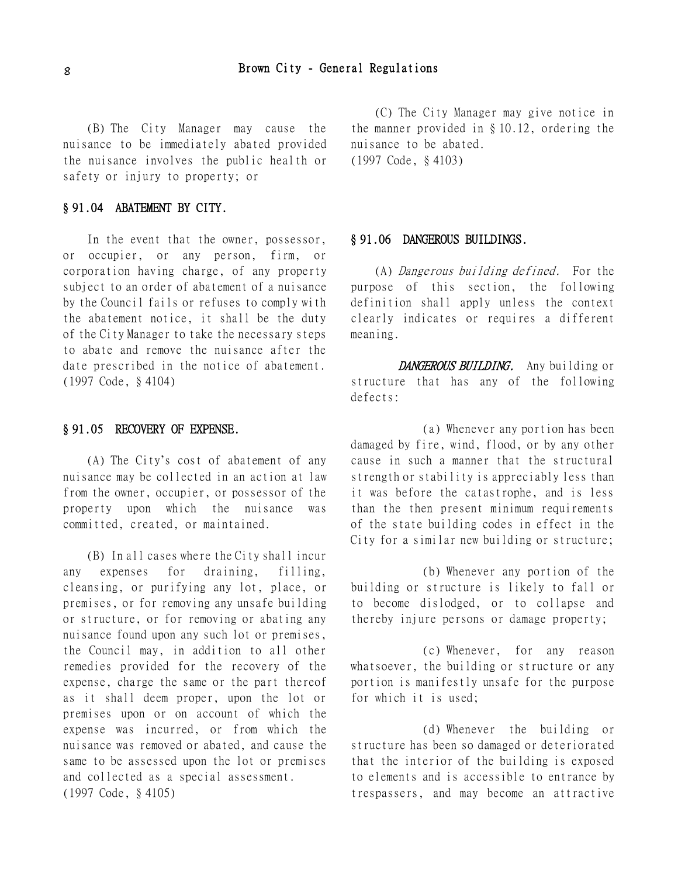(B) The City Manager may cause the nuisance to be immediately abated provided the nuisance involves the public health or safety or injury to property; or

(C) The City Manager may give notice in the manner provided in § 10.12, ordering the nuisance to be abated.
(1997 Code, § 4103)

## § 91.04 ABATEMENT BY CITY.

In the event that the owner, possessor, or occupier, or any person, firm, or corporation having charge, of any property subject to an order of abatement of a nuisance by the Council fails or refuses to comply with the abatement notice, it shall be the duty of the City Manager to take the necessary steps to abate and remove the nuisance after the date prescribed in the notice of abatement.
(1997 Code, § 4104)

## § 91.05 RECOVERY OF EXPENSE.

(A) The City's cost of abatement of any nuisance may be collected in an action at law from the owner, occupier, or possessor of the property upon which the nuisance was committed, created, or maintained.

(B) In all cases where the City shall incur any expenses for draining, filling, cleansing, or purifying any lot, place, or premises, or for removing any unsafe building or structure, or for removing or abating any nuisance found upon any such lot or premises, the Council may, in addition to all other remedies provided for the recovery of the expense, charge the same or the part thereof as it shall deem proper, upon the lot or premises upon or on account of which the expense was incurred, or from which the nuisance was removed or abated, and cause the same to be assessed upon the lot or premises and collected as a special assessment.
(1997 Code, § 4105)

## § 91.06 DANGEROUS BUILDINGS.

(A) *Dangerous building defined.* For the purpose of this section, the following definition shall apply unless the context clearly indicates or requires a different meaning.

***DANGEROUS BUILDING.*** Any building or structure that has any of the following defects:

(a) Whenever any portion has been damaged by fire, wind, flood, or by any other cause in such a manner that the structural strength or stability is appreciably less than it was before the catastrophe, and is less than the then present minimum requirements of the state building codes in effect in the City for a similar new building or structure;

(b) Whenever any portion of the building or structure is likely to fall or to become dislodged, or to collapse and thereby injure persons or damage property;

(c) Whenever, for any reason whatsoever, the building or structure or any portion is manifestly unsafe for the purpose for which it is used;

(d) Whenever the building or structure has been so damaged or deteriorated that the interior of the building is exposed to elements and is accessible to entrance by trespassers, and may become an attractive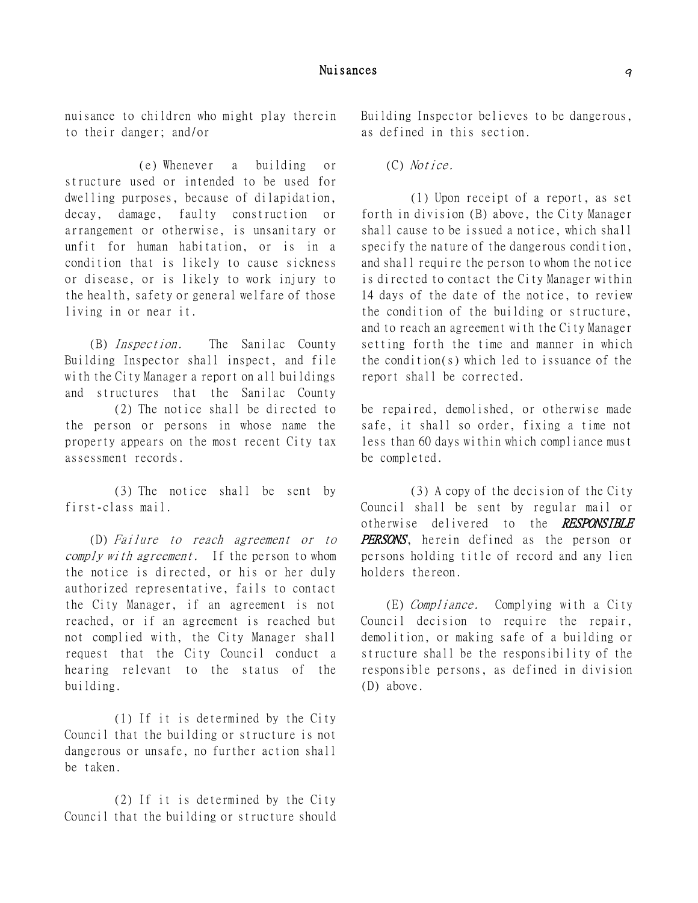nuisance to children who might play therein to their danger; and/or

(e) Whenever a building or structure used or intended to be used for dwelling purposes, because of dilapidation, decay, damage, faulty construction or arrangement or otherwise, is unsanitary or unfit for human habitation, or is in a condition that is likely to cause sickness or disease, or is likely to work injury to the health, safety or general welfare of those living in or near it.

(B) *Inspection.* The Sanilac County Building Inspector shall inspect, and file with the City Manager a report on all buildings and structures that the Sanilac County Building Inspector believes to be dangerous, as defined in this section.

(C) *Notice.*

(1) Upon receipt of a report, as set forth in division (B) above, the City Manager shall cause to be issued a notice, which shall specify the nature of the dangerous condition, and shall require the person to whom the notice is directed to contact the City Manager within 14 days of the date of the notice, to review the condition of the building or structure, and to reach an agreement with the City Manager setting forth the time and manner in which the condition(s) which led to issuance of the report shall be corrected.

(2) The notice shall be directed to the person or persons in whose name the property appears on the most recent City tax assessment records.

(3) The notice shall be sent by first-class mail.

(D) *Failure to reach agreement or to comply with agreement.* If the person to whom the notice is directed, or his or her duly authorized representative, fails to contact the City Manager, if an agreement is not reached, or if an agreement is reached but not complied with, the City Manager shall request that the City Council conduct a hearing relevant to the status of the building.

(1) If it is determined by the City Council that the building or structure is not dangerous or unsafe, no further action shall be taken.

(2) If it is determined by the City Council that the building or structure should be repaired, demolished, or otherwise made safe, it shall so order, fixing a time not less than 60 days within which compliance must be completed.

(3) A copy of the decision of the City Council shall be sent by regular mail or otherwise delivered to the ***RESPONSIBLE PERSONS***, herein defined as the person or persons holding title of record and any lien holders thereon.

(E) *Compliance.* Complying with a City Council decision to require the repair, demolition, or making safe of a building or structure shall be the responsibility of the responsible persons, as defined in division (D) above.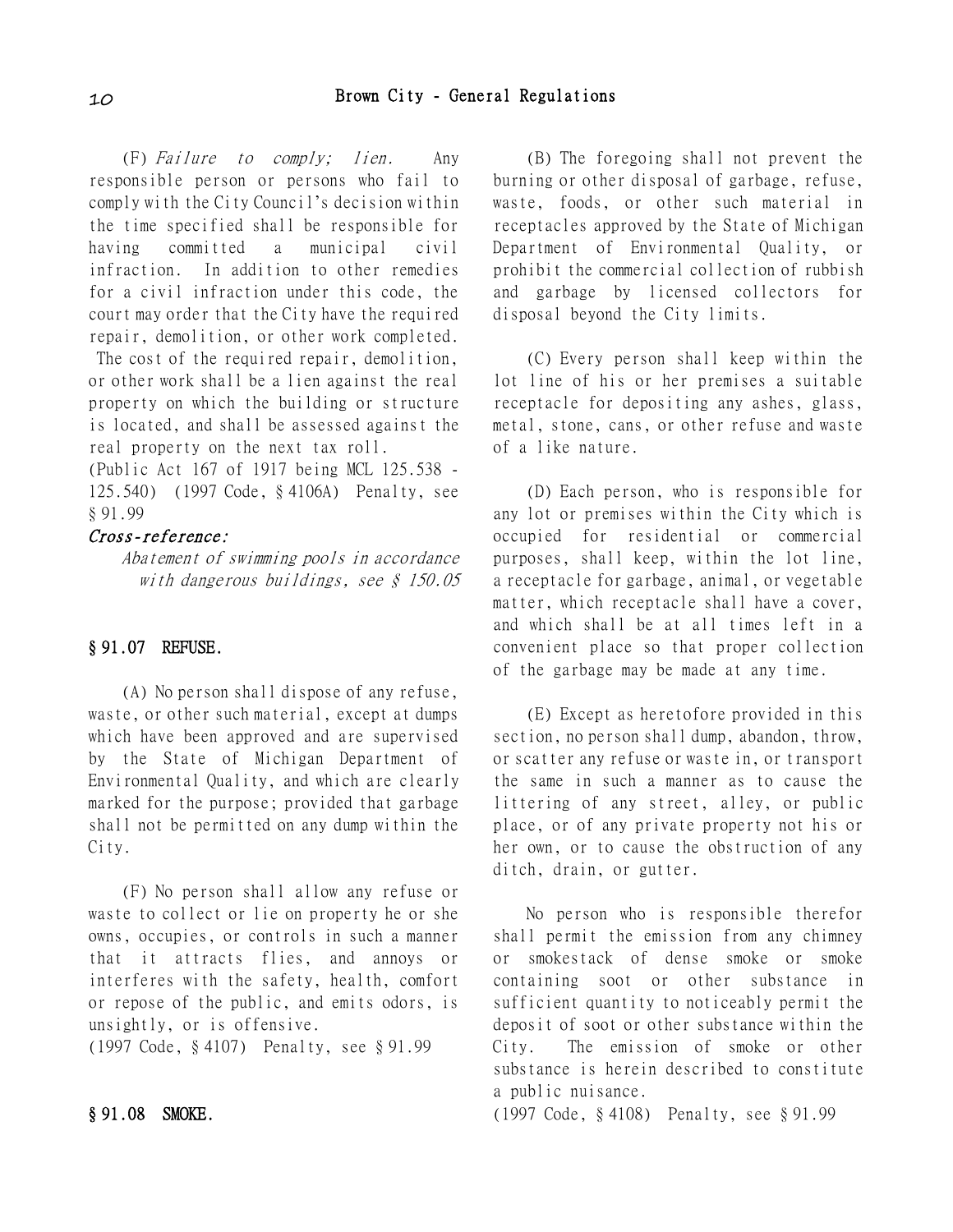(F) *Failure to comply; lien.* Any responsible person or persons who fail to comply with the City Council's decision within the time specified shall be responsible for having committed a municipal civil infraction. In addition to other remedies for a civil infraction under this code, the court may order that the City have the required repair, demolition, or other work completed. The cost of the required repair, demolition, or other work shall be a lien against the real property on which the building or structure is located, and shall be assessed against the real property on the next tax roll.
(Public Act 167 of 1917 being MCL 125.538 - 125.540) (1997 Code, § 4106A) Penalty, see § 91.99

***Cross-reference:***

*Abatement of swimming pools in accordance with dangerous buildings, see § 150.05*

## § 91.07 REFUSE.

(A) No person shall dispose of any refuse, waste, or other such material, except at dumps which have been approved and are supervised by the State of Michigan Department of Environmental Quality, and which are clearly marked for the purpose; provided that garbage shall not be permitted on any dump within the City.

(B) The foregoing shall not prevent the burning or other disposal of garbage, refuse, waste, foods, or other such material in receptacles approved by the State of Michigan Department of Environmental Quality, or prohibit the commercial collection of rubbish and garbage by licensed collectors for disposal beyond the City limits.

(C) Every person shall keep within the lot line of his or her premises a suitable receptacle for depositing any ashes, glass, metal, stone, cans, or other refuse and waste of a like nature.

(D) Each person, who is responsible for any lot or premises within the City which is occupied for residential or commercial purposes, shall keep, within the lot line, a receptacle for garbage, animal, or vegetable matter, which receptacle shall have a cover, and which shall be at all times left in a convenient place so that proper collection of the garbage may be made at any time.

(E) Except as heretofore provided in this section, no person shall dump, abandon, throw, or scatter any refuse or waste in, or transport the same in such a manner as to cause the littering of any street, alley, or public place, or of any private property not his or her own, or to cause the obstruction of any ditch, drain, or gutter.

(F) No person shall allow any refuse or waste to collect or lie on property he or she owns, occupies, or controls in such a manner that it attracts flies, and annoys or interferes with the safety, health, comfort or repose of the public, and emits odors, is unsightly, or is offensive.
(1997 Code, § 4107) Penalty, see § 91.99

## § 91.08 SMOKE.

No person who is responsible therefor shall permit the emission from any chimney or smokestack of dense smoke or smoke containing soot or other substance in sufficient quantity to noticeably permit the deposit of soot or other substance within the City. The emission of smoke or other substance is herein described to constitute a public nuisance.
(1997 Code, § 4108) Penalty, see § 91.99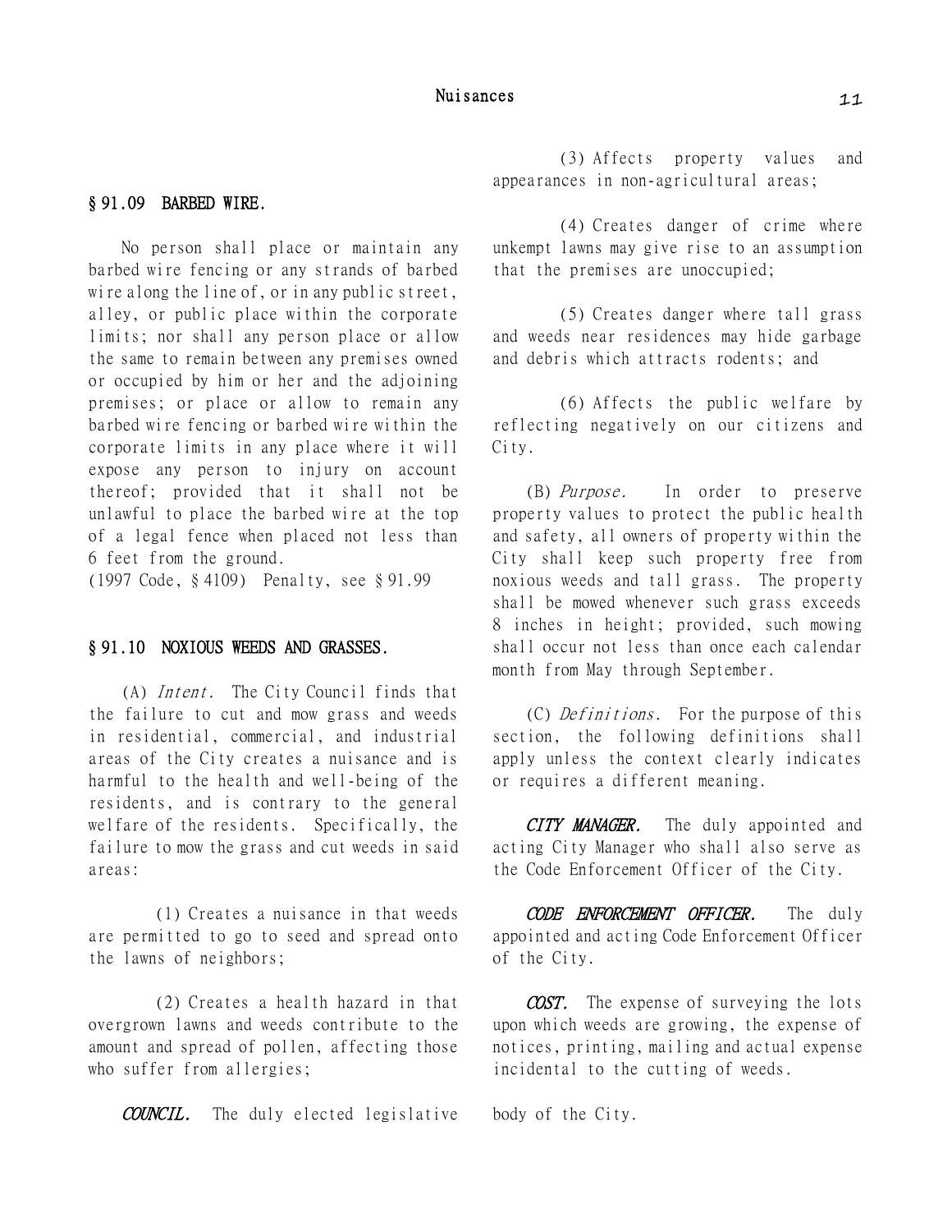## § 91.09 BARBED WIRE.

No person shall place or maintain any barbed wire fencing or any strands of barbed wire along the line of, or in any public street, alley, or public place within the corporate limits; nor shall any person place or allow the same to remain between any premises owned or occupied by him or her and the adjoining premises; or place or allow to remain any barbed wire fencing or barbed wire within the corporate limits in any place where it will expose any person to injury on account thereof; provided that it shall not be unlawful to place the barbed wire at the top of a legal fence when placed not less than 6 feet from the ground.

(1997 Code, § 4109) Penalty, see § 91.99

## § 91.10 NOXIOUS WEEDS AND GRASSES.

(A) *Intent.* The City Council finds that the failure to cut and mow grass and weeds in residential, commercial, and industrial areas of the City creates a nuisance and is harmful to the health and well-being of the residents, and is contrary to the general welfare of the residents. Specifically, the failure to mow the grass and cut weeds in said areas:

(1) Creates a nuisance in that weeds are permitted to go to seed and spread onto the lawns of neighbors;

(2) Creates a health hazard in that overgrown lawns and weeds contribute to the amount and spread of pollen, affecting those who suffer from allergies;

(3) Affects property values and appearances in non-agricultural areas;

(4) Creates danger of crime where unkempt lawns may give rise to an assumption that the premises are unoccupied;

(5) Creates danger where tall grass and weeds near residences may hide garbage and debris which attracts rodents; and

(6) Affects the public welfare by reflecting negatively on our citizens and City.

(B) *Purpose.* In order to preserve property values to protect the public health and safety, all owners of property within the City shall keep such property free from noxious weeds and tall grass. The property shall be mowed whenever such grass exceeds 8 inches in height; provided, such mowing shall occur not less than once each calendar month from May through September.

(C) *Definitions.* For the purpose of this section, the following definitions shall apply unless the context clearly indicates or requires a different meaning.

***CITY MANAGER.*** The duly appointed and acting City Manager who shall also serve as the Code Enforcement Officer of the City.

***CODE ENFORCEMENT OFFICER.*** The duly appointed and acting Code Enforcement Officer of the City.

***COST.*** The expense of surveying the lots upon which weeds are growing, the expense of notices, printing, mailing and actual expense incidental to the cutting of weeds.

***COUNCIL.*** The duly elected legislative body of the City.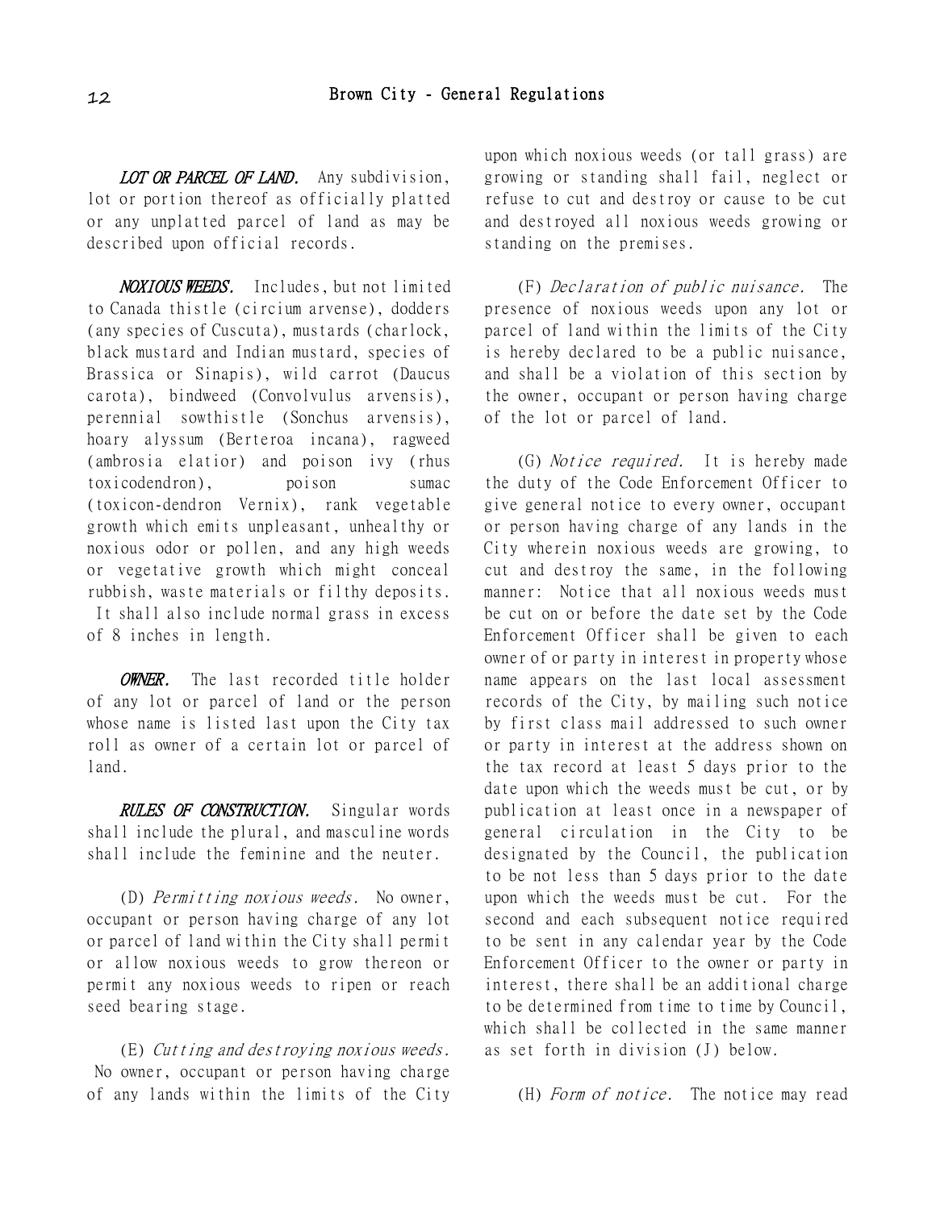***LOT OR PARCEL OF LAND.*** Any subdivision, lot or portion thereof as officially platted or any unplatted parcel of land as may be described upon official records.

***NOXIOUS WEEDS.*** Includes, but not limited to Canada thistle (circium arvense), dodders (any species of Cuscuta), mustards (charlock, black mustard and Indian mustard, species of Brassica or Sinapis), wild carrot (Daucus carota), bindweed (Convolvulus arvensis), perennial sowthistle (Sonchus arvensis), hoary alyssum (Berteroa incana), ragweed (ambrosia elatior) and poison ivy (rhus toxicodendron), poison sumac (toxicon-dendron Vernix), rank vegetable growth which emits unpleasant, unhealthy or noxious odor or pollen, and any high weeds or vegetative growth which might conceal rubbish, waste materials or filthy deposits. It shall also include normal grass in excess of 8 inches in length.

***OWNER.*** The last recorded title holder of any lot or parcel of land or the person whose name is listed last upon the City tax roll as owner of a certain lot or parcel of land.

***RULES OF CONSTRUCTION.*** Singular words shall include the plural, and masculine words shall include the feminine and the neuter.

(D) *Permitting noxious weeds.* No owner, occupant or person having charge of any lot or parcel of land within the City shall permit or allow noxious weeds to grow thereon or permit any noxious weeds to ripen or reach seed bearing stage.

(E) *Cutting and destroying noxious weeds.* No owner, occupant or person having charge of any lands within the limits of the City upon which noxious weeds (or tall grass) are growing or standing shall fail, neglect or refuse to cut and destroy or cause to be cut and destroyed all noxious weeds growing or standing on the premises.

(F) *Declaration of public nuisance.* The presence of noxious weeds upon any lot or parcel of land within the limits of the City is hereby declared to be a public nuisance, and shall be a violation of this section by the owner, occupant or person having charge of the lot or parcel of land.

(G) *Notice required.* It is hereby made the duty of the Code Enforcement Officer to give general notice to every owner, occupant or person having charge of any lands in the City wherein noxious weeds are growing, to cut and destroy the same, in the following manner: Notice that all noxious weeds must be cut on or before the date set by the Code Enforcement Officer shall be given to each owner of or party in interest in property whose name appears on the last local assessment records of the City, by mailing such notice by first class mail addressed to such owner or party in interest at the address shown on the tax record at least 5 days prior to the date upon which the weeds must be cut, or by publication at least once in a newspaper of general circulation in the City to be designated by the Council, the publication to be not less than 5 days prior to the date upon which the weeds must be cut. For the second and each subsequent notice required to be sent in any calendar year by the Code Enforcement Officer to the owner or party in interest, there shall be an additional charge to be determined from time to time by Council, which shall be collected in the same manner as set forth in division (J) below.

(H) *Form of notice.* The notice may read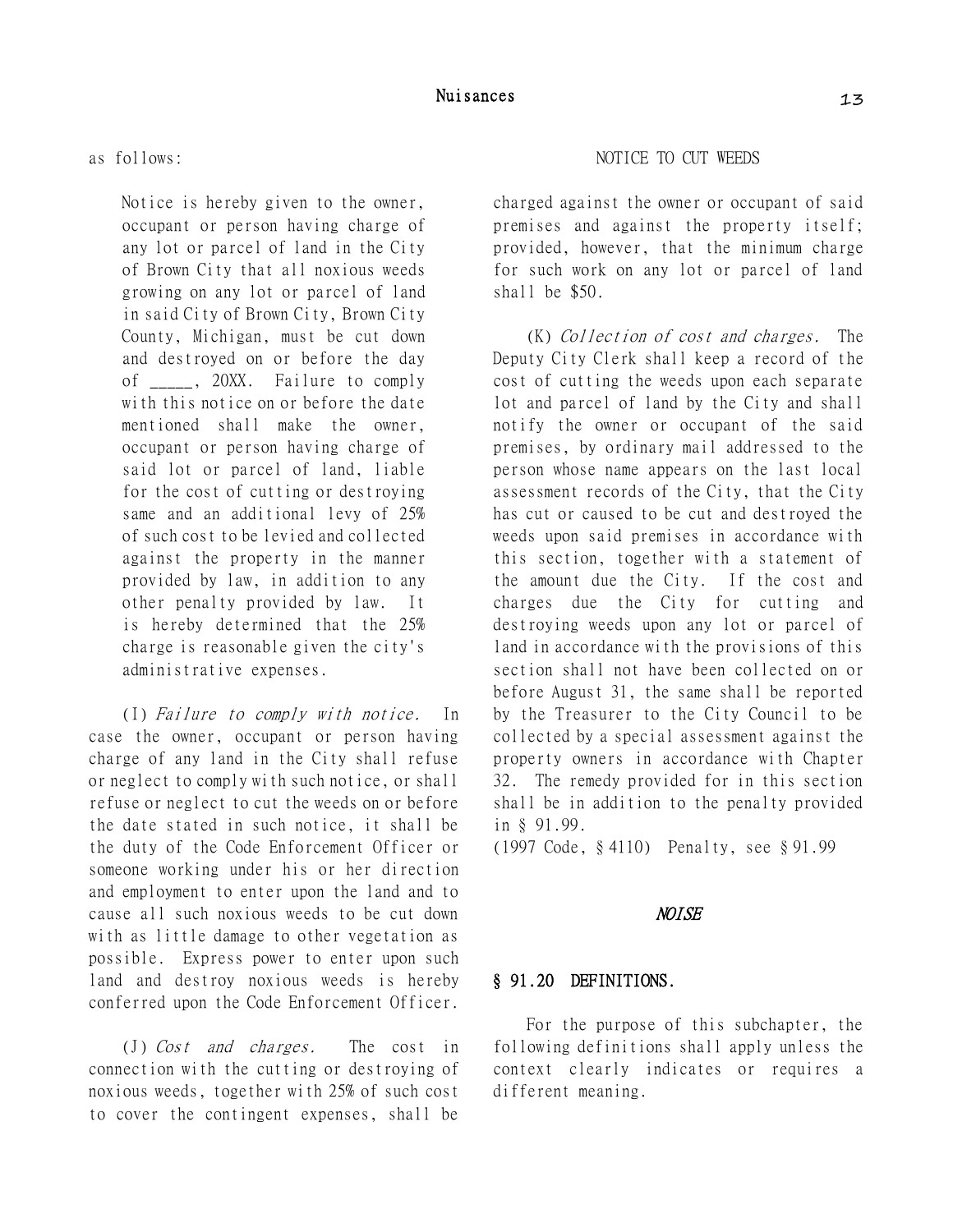as follows:

> Notice is hereby given to the owner, occupant or person having charge of any lot or parcel of land in the City of Brown City that all noxious weeds growing on any lot or parcel of land in said City of Brown City, Brown City County, Michigan, must be cut down and destroyed on or before the day of _____, 20XX. Failure to comply with this notice on or before the date mentioned shall make the owner, occupant or person having charge of said lot or parcel of land, liable for the cost of cutting or destroying same and an additional levy of 25% of such cost to be levied and collected against the property in the manner provided by law, in addition to any other penalty provided by law. It is hereby determined that the 25% charge is reasonable given the city's administrative expenses.

(I) *Failure to comply with notice.* In case the owner, occupant or person having charge of any land in the City shall refuse or neglect to comply with such notice, or shall refuse or neglect to cut the weeds on or before the date stated in such notice, it shall be the duty of the Code Enforcement Officer or someone working under his or her direction and employment to enter upon the land and to cause all such noxious weeds to be cut down with as little damage to other vegetation as possible. Express power to enter upon such land and destroy noxious weeds is hereby conferred upon the Code Enforcement Officer.

(J) *Cost and charges.* The cost in connection with the cutting or destroying of noxious weeds, together with 25% of such cost to cover the contingent expenses, shall be charged against the owner or occupant of said premises and against the property itself; provided, however, that the minimum charge for such work on any lot or parcel of land shall be $50.

(K) *Collection of cost and charges.* The Deputy City Clerk shall keep a record of the cost of cutting the weeds upon each separate lot and parcel of land by the City and shall notify the owner or occupant of the said premises, by ordinary mail addressed to the person whose name appears on the last local assessment records of the City, that the City has cut or caused to be cut and destroyed the weeds upon said premises in accordance with this section, together with a statement of the amount due the City. If the cost and charges due the City for cutting and destroying weeds upon any lot or parcel of land in accordance with the provisions of this section shall not have been collected on or before August 31, the same shall be reported by the Treasurer to the City Council to be collected by a special assessment against the property owners in accordance with Chapter 32. The remedy provided for in this section shall be in addition to the penalty provided in § 91.99.

(1997 Code, § 4110) Penalty, see § 91.99

## *NOISE*

### § 91.20 DEFINITIONS.

For the purpose of this subchapter, the following definitions shall apply unless the context clearly indicates or requires a different meaning.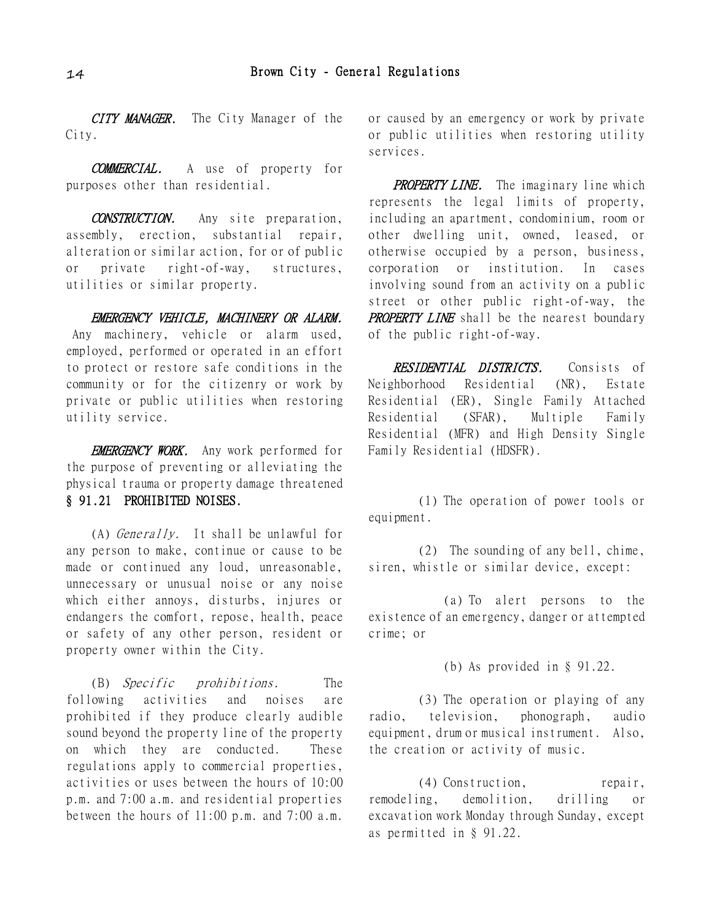***CITY MANAGER.*** The City Manager of the City.

***COMMERCIAL.*** A use of property for purposes other than residential.

***CONSTRUCTION.*** Any site preparation, assembly, erection, substantial repair, alteration or similar action, for or of public or private right-of-way, structures, utilities or similar property.

***EMERGENCY VEHICLE, MACHINERY OR ALARM.*** Any machinery, vehicle or alarm used, employed, performed or operated in an effort to protect or restore safe conditions in the community or for the citizenry or work by private or public utilities when restoring utility service.

***EMERGENCY WORK.*** Any work performed for the purpose of preventing or alleviating the physical trauma or property damage threatened or caused by an emergency or work by private or public utilities when restoring utility services.

***PROPERTY LINE.*** The imaginary line which represents the legal limits of property, including an apartment, condominium, room or other dwelling unit, owned, leased, or otherwise occupied by a person, business, corporation or institution. In cases involving sound from an activity on a public street or other public right-of-way, the ***PROPERTY LINE*** shall be the nearest boundary of the public right-of-way.

***RESIDENTIAL DISTRICTS.*** Consists of Neighborhood Residential (NR), Estate Residential (ER), Single Family Attached Residential (SFAR), Multiple Family Residential (MFR) and High Density Single Family Residential (HDSFR).

## § 91.21 PROHIBITED NOISES.

(A) *Generally.* It shall be unlawful for any person to make, continue or cause to be made or continued any loud, unreasonable, unnecessary or unusual noise or any noise which either annoys, disturbs, injures or endangers the comfort, repose, health, peace or safety of any other person, resident or property owner within the City.

(B) *Specific prohibitions.* The following activities and noises are prohibited if they produce clearly audible sound beyond the property line of the property on which they are conducted. These regulations apply to commercial properties, activities or uses between the hours of 10:00 p.m. and 7:00 a.m. and residential properties between the hours of 11:00 p.m. and 7:00 a.m.

(1) The operation of power tools or equipment.

(2) The sounding of any bell, chime, siren, whistle or similar device, except:

(a) To alert persons to the existence of an emergency, danger or attempted crime; or

(b) As provided in § 91.22.

(3) The operation or playing of any radio, television, phonograph, audio equipment, drum or musical instrument. Also, the creation or activity of music.

(4) Construction, repair, remodeling, demolition, drilling or excavation work Monday through Sunday, except as permitted in § 91.22.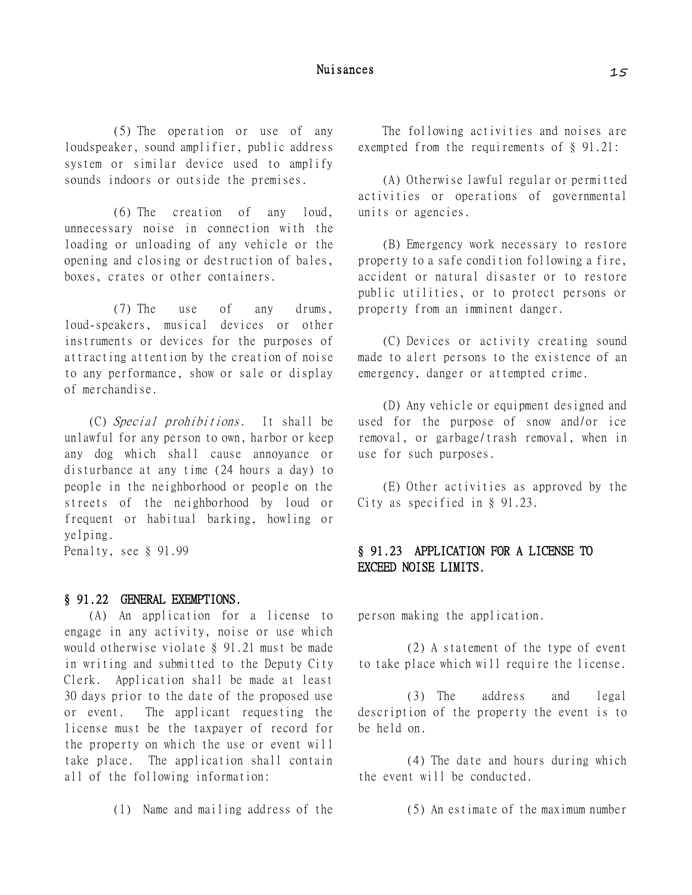(5) The operation or use of any loudspeaker, sound amplifier, public address system or similar device used to amplify sounds indoors or outside the premises.

(6) The creation of any loud, unnecessary noise in connection with the loading or unloading of any vehicle or the opening and closing or destruction of bales, boxes, crates or other containers.

(7) The use of any drums, loud-speakers, musical devices or other instruments or devices for the purposes of attracting attention by the creation of noise to any performance, show or sale or display of merchandise.

(C) *Special prohibitions.* It shall be unlawful for any person to own, harbor or keep any dog which shall cause annoyance or disturbance at any time (24 hours a day) to people in the neighborhood or people on the streets of the neighborhood by loud or frequent or habitual barking, howling or yelping.
Penalty, see § 91.99

## § 91.22 GENERAL EXEMPTIONS.

The following activities and noises are exempted from the requirements of § 91.21:

(A) Otherwise lawful regular or permitted activities or operations of governmental units or agencies.

(B) Emergency work necessary to restore property to a safe condition following a fire, accident or natural disaster or to restore public utilities, or to protect persons or property from an imminent danger.

(C) Devices or activity creating sound made to alert persons to the existence of an emergency, danger or attempted crime.

(D) Any vehicle or equipment designed and used for the purpose of snow and/or ice removal, or garbage/trash removal, when in use for such purposes.

(E) Other activities as approved by the City as specified in § 91.23.

## § 91.23 APPLICATION FOR A LICENSE TO EXCEED NOISE LIMITS.

(A) An application for a license to engage in any activity, noise or use which would otherwise violate § 91.21 must be made in writing and submitted to the Deputy City Clerk. Application shall be made at least 30 days prior to the date of the proposed use or event. The applicant requesting the license must be the taxpayer of record for the property on which the use or event will take place. The application shall contain all of the following information:

(1) Name and mailing address of the person making the application.

(2) A statement of the type of event to take place which will require the license.

(3) The address and legal description of the property the event is to be held on.

(4) The date and hours during which the event will be conducted.

(5) An estimate of the maximum number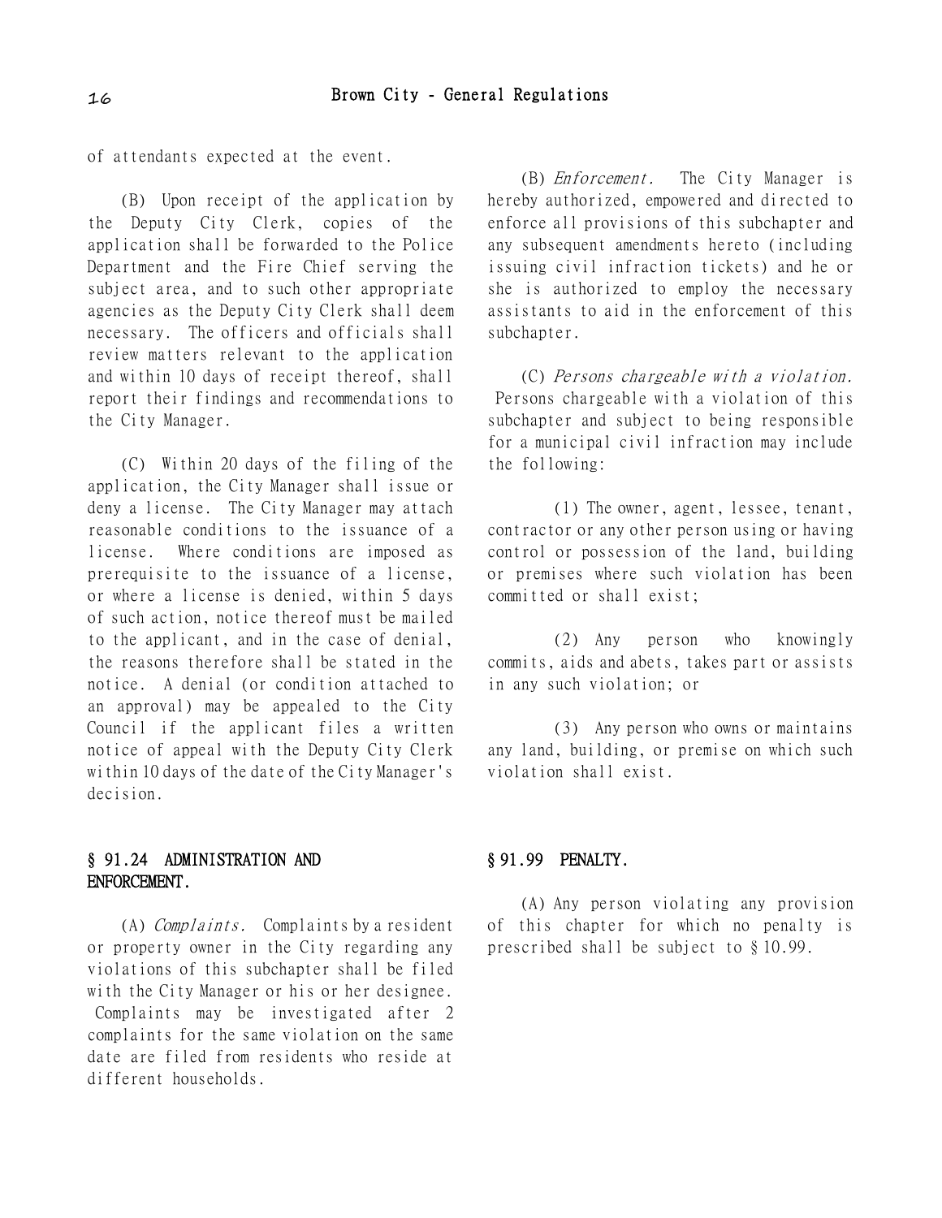of attendants expected at the event.

(B) Upon receipt of the application by the Deputy City Clerk, copies of the application shall be forwarded to the Police Department and the Fire Chief serving the subject area, and to such other appropriate agencies as the Deputy City Clerk shall deem necessary. The officers and officials shall review matters relevant to the application and within 10 days of receipt thereof, shall report their findings and recommendations to the City Manager.

(C) Within 20 days of the filing of the application, the City Manager shall issue or deny a license. The City Manager may attach reasonable conditions to the issuance of a license. Where conditions are imposed as prerequisite to the issuance of a license, or where a license is denied, within 5 days of such action, notice thereof must be mailed to the applicant, and in the case of denial, the reasons therefore shall be stated in the notice. A denial (or condition attached to an approval) may be appealed to the City Council if the applicant files a written notice of appeal with the Deputy City Clerk within 10 days of the date of the City Manager's decision.

## § 91.24 ADMINISTRATION AND ENFORCEMENT.

(A) *Complaints.* Complaints by a resident or property owner in the City regarding any violations of this subchapter shall be filed with the City Manager or his or her designee. Complaints may be investigated after 2 complaints for the same violation on the same date are filed from residents who reside at different households.

(B) *Enforcement.* The City Manager is hereby authorized, empowered and directed to enforce all provisions of this subchapter and any subsequent amendments hereto (including issuing civil infraction tickets) and he or she is authorized to employ the necessary assistants to aid in the enforcement of this subchapter.

(C) *Persons chargeable with a violation.* Persons chargeable with a violation of this subchapter and subject to being responsible for a municipal civil infraction may include the following:

(1) The owner, agent, lessee, tenant, contractor or any other person using or having control or possession of the land, building or premises where such violation has been committed or shall exist;

(2) Any person who knowingly commits, aids and abets, takes part or assists in any such violation; or

(3) Any person who owns or maintains any land, building, or premise on which such violation shall exist.

## § 91.99 PENALTY.

(A) Any person violating any provision of this chapter for which no penalty is prescribed shall be subject to § 10.99.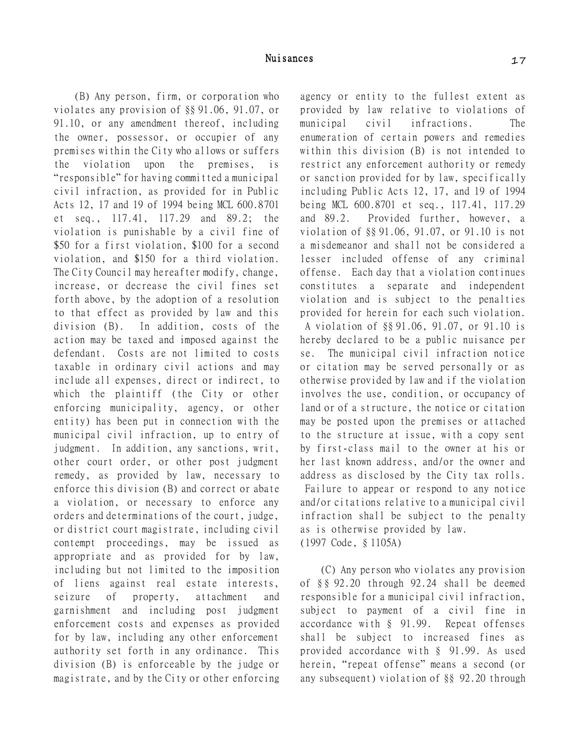(B) Any person, firm, or corporation who violates any provision of §§ 91.06, 91.07, or 91.10, or any amendment thereof, including the owner, possessor, or occupier of any premises within the City who allows or suffers the violation upon the premises, is "responsible" for having committed a municipal civil infraction, as provided for in Public Acts 12, 17 and 19 of 1994 being MCL 600.8701 et seq., 117.41, 117.29 and 89.2; the violation is punishable by a civil fine of $50 for a first violation, $100 for a second violation, and $150 for a third violation. The City Council may hereafter modify, change, increase, or decrease the civil fines set forth above, by the adoption of a resolution to that effect as provided by law and this division (B). In addition, costs of the action may be taxed and imposed against the defendant. Costs are not limited to costs taxable in ordinary civil actions and may include all expenses, direct or indirect, to which the plaintiff (the City or other enforcing municipality, agency, or other entity) has been put in connection with the municipal civil infraction, up to entry of judgment. In addition, any sanctions, writ, other court order, or other post judgment remedy, as provided by law, necessary to enforce this division (B) and correct or abate a violation, or necessary to enforce any orders and determinations of the court, judge, or district court magistrate, including civil contempt proceedings, may be issued as appropriate and as provided for by law, including but not limited to the imposition of liens against real estate interests, seizure of property, attachment and garnishment and including post judgment enforcement costs and expenses as provided for by law, including any other enforcement authority set forth in any ordinance. This division (B) is enforceable by the judge or magistrate, and by the City or other enforcing agency or entity to the fullest extent as provided by law relative to violations of municipal civil infractions. The enumeration of certain powers and remedies within this division (B) is not intended to restrict any enforcement authority or remedy or sanction provided for by law, specifically including Public Acts 12, 17, and 19 of 1994 being MCL 600.8701 et seq., 117.41, 117.29 and 89.2. Provided further, however, a violation of §§ 91.06, 91.07, or 91.10 is not a misdemeanor and shall not be considered a lesser included offense of any criminal offense. Each day that a violation continues constitutes a separate and independent violation and is subject to the penalties provided for herein for each such violation. A violation of §§ 91.06, 91.07, or 91.10 is hereby declared to be a public nuisance per se. The municipal civil infraction notice or citation may be served personally or as otherwise provided by law and if the violation involves the use, condition, or occupancy of land or of a structure, the notice or citation may be posted upon the premises or attached to the structure at issue, with a copy sent by first-class mail to the owner at his or her last known address, and/or the owner and address as disclosed by the City tax rolls. Failure to appear or respond to any notice and/or citations relative to a municipal civil infraction shall be subject to the penalty as is otherwise provided by law.
(1997 Code, § 1105A)

(C) Any person who violates any provision of §§ 92.20 through 92.24 shall be deemed responsible for a municipal civil infraction, subject to payment of a civil fine in accordance with § 91.99. Repeat offenses shall be subject to increased fines as provided accordance with § 91.99. As used herein, "repeat offense" means a second (or any subsequent) violation of §§ 92.20 through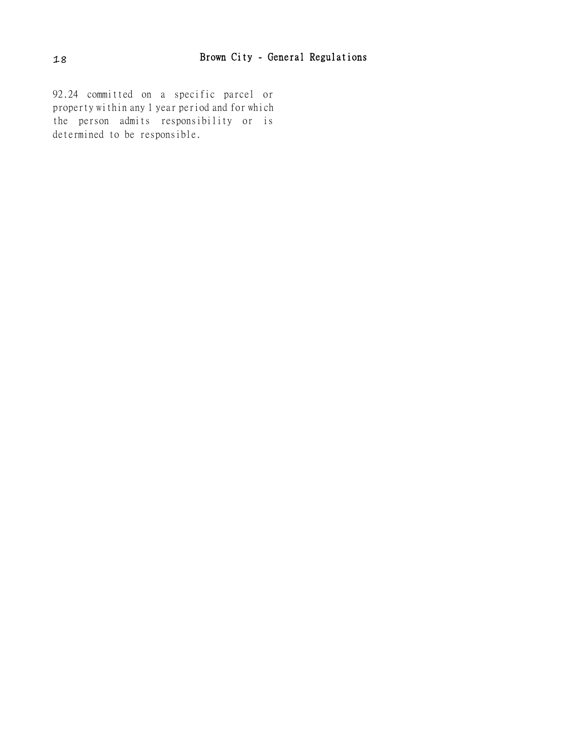92.24 committed on a specific parcel or property within any 1 year period and for which the person admits responsibility or is determined to be responsible.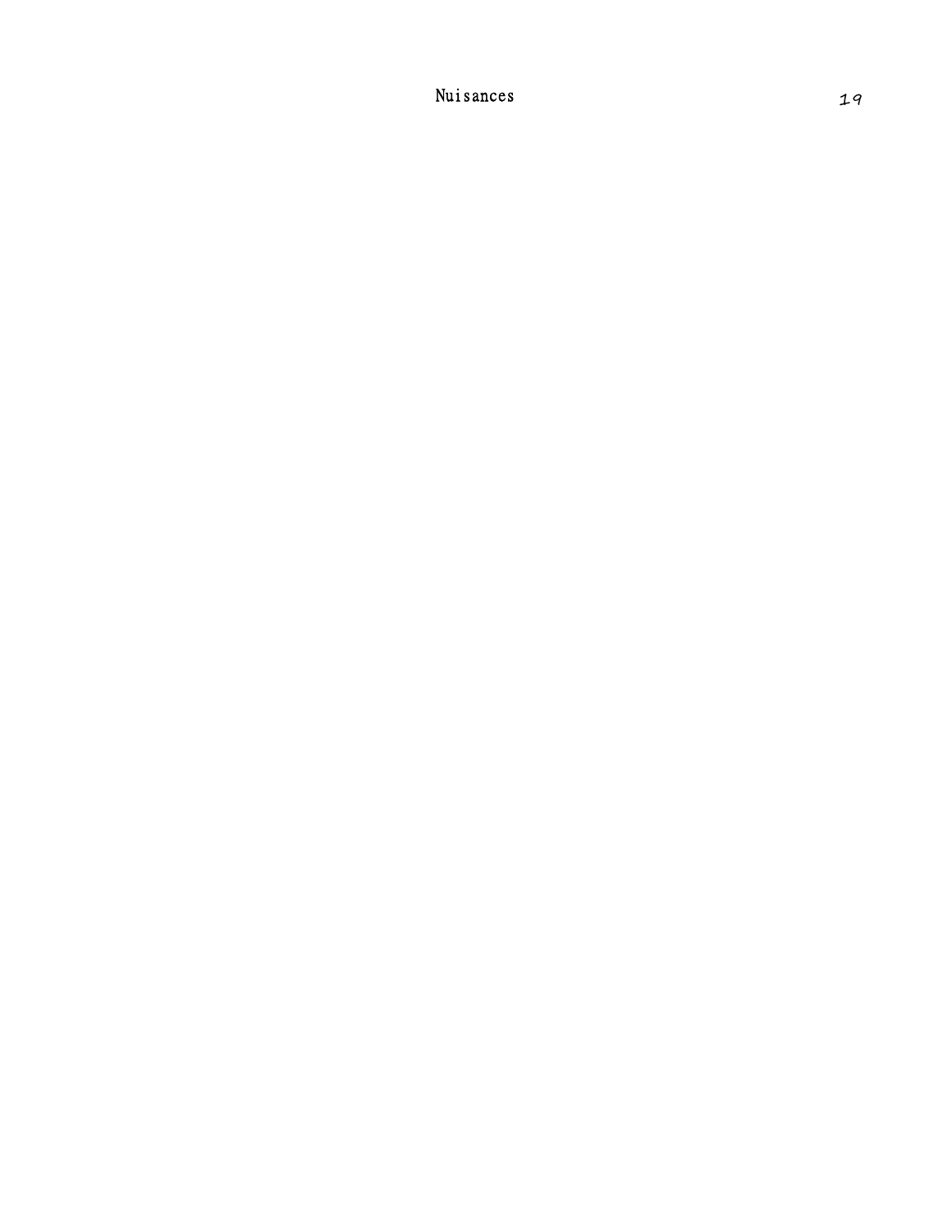# Nuisances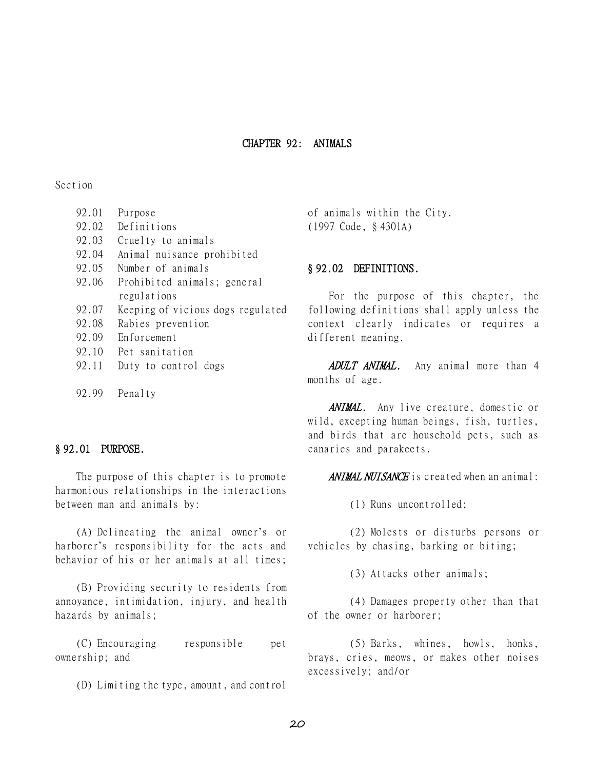# CHAPTER 92: ANIMALS

Section

92.01 Purpose
92.02 Definitions
92.03 Cruelty to animals
92.04 Animal nuisance prohibited
92.05 Number of animals
92.06 Prohibited animals; general regulations
92.07 Keeping of vicious dogs regulated
92.08 Rabies prevention
92.09 Enforcement
92.10 Pet sanitation
92.11 Duty to control dogs

92.99 Penalty

## § 92.01 PURPOSE.

The purpose of this chapter is to promote harmonious relationships in the interactions between man and animals by:

(A) Delineating the animal owner's or harborer's responsibility for the acts and behavior of his or her animals at all times;

(B) Providing security to residents from annoyance, intimidation, injury, and health hazards by animals;

(C) Encouraging responsible pet ownership; and

(D) Limiting the type, amount, and control of animals within the City.
(1997 Code, § 4301A)

## § 92.02 DEFINITIONS.

For the purpose of this chapter, the following definitions shall apply unless the context clearly indicates or requires a different meaning.

***ADULT ANIMAL.*** Any animal more than 4 months of age.

***ANIMAL.*** Any live creature, domestic or wild, excepting human beings, fish, turtles, and birds that are household pets, such as canaries and parakeets.

***ANIMAL NUISANCE*** is created when an animal:

(1) Runs uncontrolled;

(2) Molests or disturbs persons or vehicles by chasing, barking or biting;

(3) Attacks other animals;

(4) Damages property other than that of the owner or harborer;

(5) Barks, whines, howls, honks, brays, cries, meows, or makes other noises excessively; and/or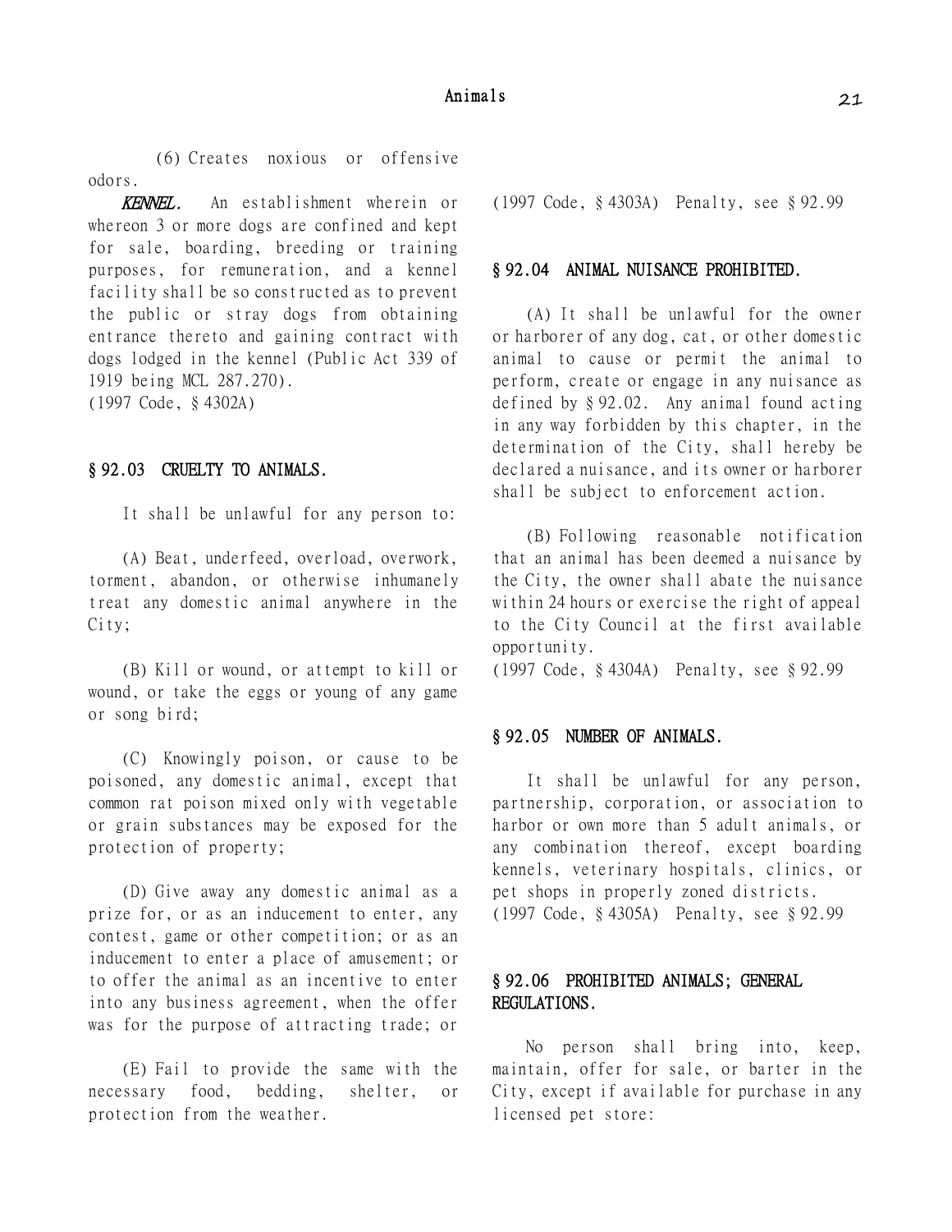(6) Creates noxious or offensive odors.

***KENNEL.*** An establishment wherein or whereon 3 or more dogs are confined and kept for sale, boarding, breeding or training purposes, for remuneration, and a kennel facility shall be so constructed as to prevent the public or stray dogs from obtaining entrance thereto and gaining contract with dogs lodged in the kennel (Public Act 339 of 1919 being MCL 287.270).
(1997 Code, § 4302A)

## § 92.03 CRUELTY TO ANIMALS.

It shall be unlawful for any person to:

(A) Beat, underfeed, overload, overwork, torment, abandon, or otherwise inhumanely treat any domestic animal anywhere in the City;

(B) Kill or wound, or attempt to kill or wound, or take the eggs or young of any game or song bird;

(C) Knowingly poison, or cause to be poisoned, any domestic animal, except that common rat poison mixed only with vegetable or grain substances may be exposed for the protection of property;

(D) Give away any domestic animal as a prize for, or as an inducement to enter, any contest, game or other competition; or as an inducement to enter a place of amusement; or to offer the animal as an incentive to enter into any business agreement, when the offer was for the purpose of attracting trade; or

(E) Fail to provide the same with the necessary food, bedding, shelter, or protection from the weather.
(1997 Code, § 4303A) Penalty, see § 92.99

## § 92.04 ANIMAL NUISANCE PROHIBITED.

(A) It shall be unlawful for the owner or harborer of any dog, cat, or other domestic animal to cause or permit the animal to perform, create or engage in any nuisance as defined by § 92.02. Any animal found acting in any way forbidden by this chapter, in the determination of the City, shall hereby be declared a nuisance, and its owner or harborer shall be subject to enforcement action.

(B) Following reasonable notification that an animal has been deemed a nuisance by the City, the owner shall abate the nuisance within 24 hours or exercise the right of appeal to the City Council at the first available opportunity.
(1997 Code, § 4304A) Penalty, see § 92.99

## § 92.05 NUMBER OF ANIMALS.

It shall be unlawful for any person, partnership, corporation, or association to harbor or own more than 5 adult animals, or any combination thereof, except boarding kennels, veterinary hospitals, clinics, or pet shops in properly zoned districts.
(1997 Code, § 4305A) Penalty, see § 92.99

## § 92.06 PROHIBITED ANIMALS; GENERAL REGULATIONS.

No person shall bring into, keep, maintain, offer for sale, or barter in the City, except if available for purchase in any licensed pet store: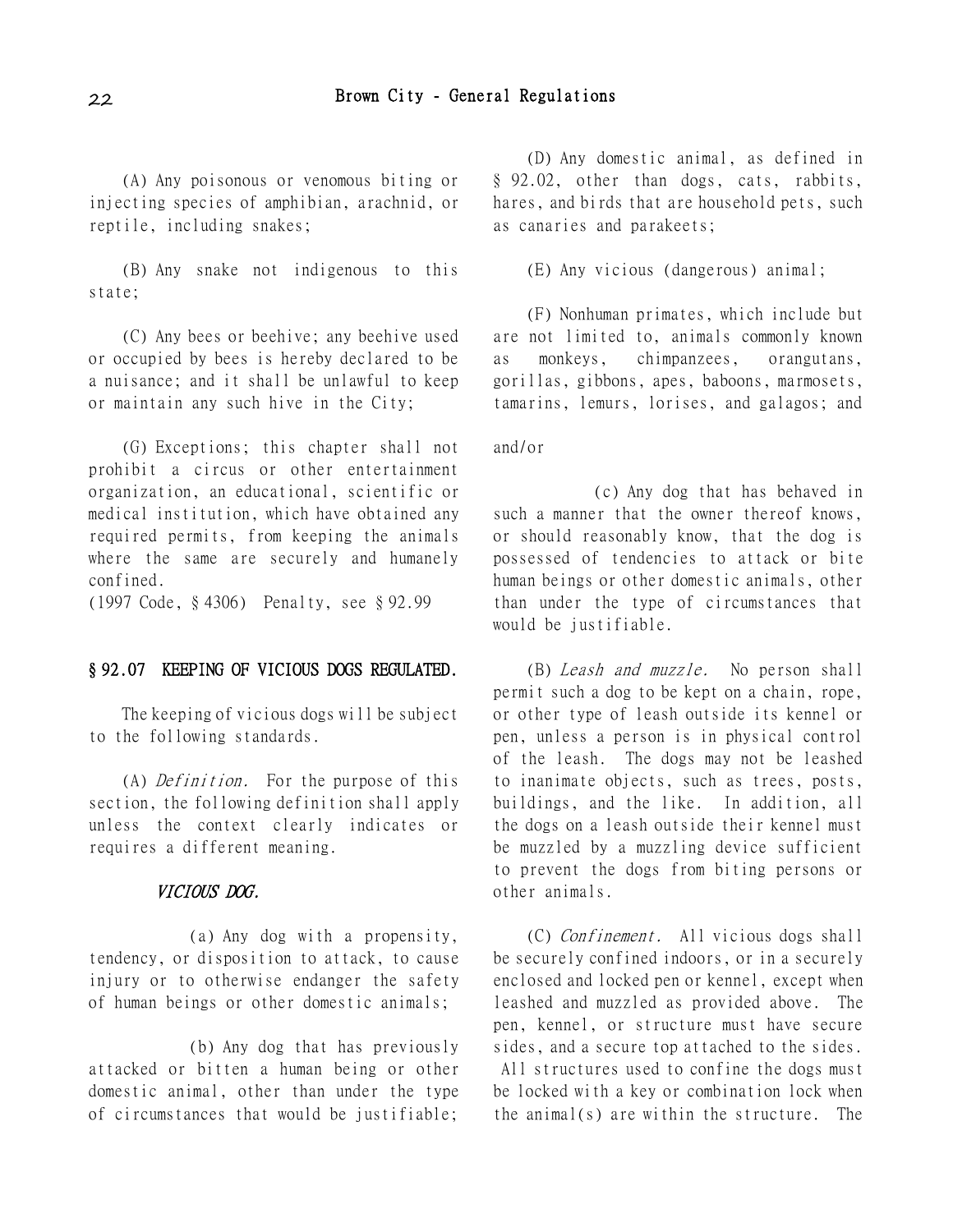(A) Any poisonous or venomous biting or injecting species of amphibian, arachnid, or reptile, including snakes;

(B) Any snake not indigenous to this state;

(C) Any bees or beehive; any beehive used or occupied by bees is hereby declared to be a nuisance; and it shall be unlawful to keep or maintain any such hive in the City;

(D) Any domestic animal, as defined in § 92.02, other than dogs, cats, rabbits, hares, and birds that are household pets, such as canaries and parakeets;

(E) Any vicious (dangerous) animal;

(F) Nonhuman primates, which include but are not limited to, animals commonly known as monkeys, chimpanzees, orangutans, gorillas, gibbons, apes, baboons, marmosets, tamarins, lemurs, lorises, and galagos; and

(G) Exceptions; this chapter shall not prohibit a circus or other entertainment organization, an educational, scientific or medical institution, which have obtained any required permits, from keeping the animals where the same are securely and humanely confined.
(1997 Code, § 4306) Penalty, see § 92.99

## § 92.07 KEEPING OF VICIOUS DOGS REGULATED.

The keeping of vicious dogs will be subject to the following standards.

(A) *Definition.* For the purpose of this section, the following definition shall apply unless the context clearly indicates or requires a different meaning.

***VICIOUS DOG.***

(a) Any dog with a propensity, tendency, or disposition to attack, to cause injury or to otherwise endanger the safety of human beings or other domestic animals;

(b) Any dog that has previously attacked or bitten a human being or other domestic animal, other than under the type of circumstances that would be justifiable; and/or

(c) Any dog that has behaved in such a manner that the owner thereof knows, or should reasonably know, that the dog is possessed of tendencies to attack or bite human beings or other domestic animals, other than under the type of circumstances that would be justifiable.

(B) *Leash and muzzle.* No person shall permit such a dog to be kept on a chain, rope, or other type of leash outside its kennel or pen, unless a person is in physical control of the leash. The dogs may not be leashed to inanimate objects, such as trees, posts, buildings, and the like. In addition, all the dogs on a leash outside their kennel must be muzzled by a muzzling device sufficient to prevent the dogs from biting persons or other animals.

(C) *Confinement.* All vicious dogs shall be securely confined indoors, or in a securely enclosed and locked pen or kennel, except when leashed and muzzled as provided above. The pen, kennel, or structure must have secure sides, and a secure top attached to the sides. All structures used to confine the dogs must be locked with a key or combination lock when the animal(s) are within the structure. The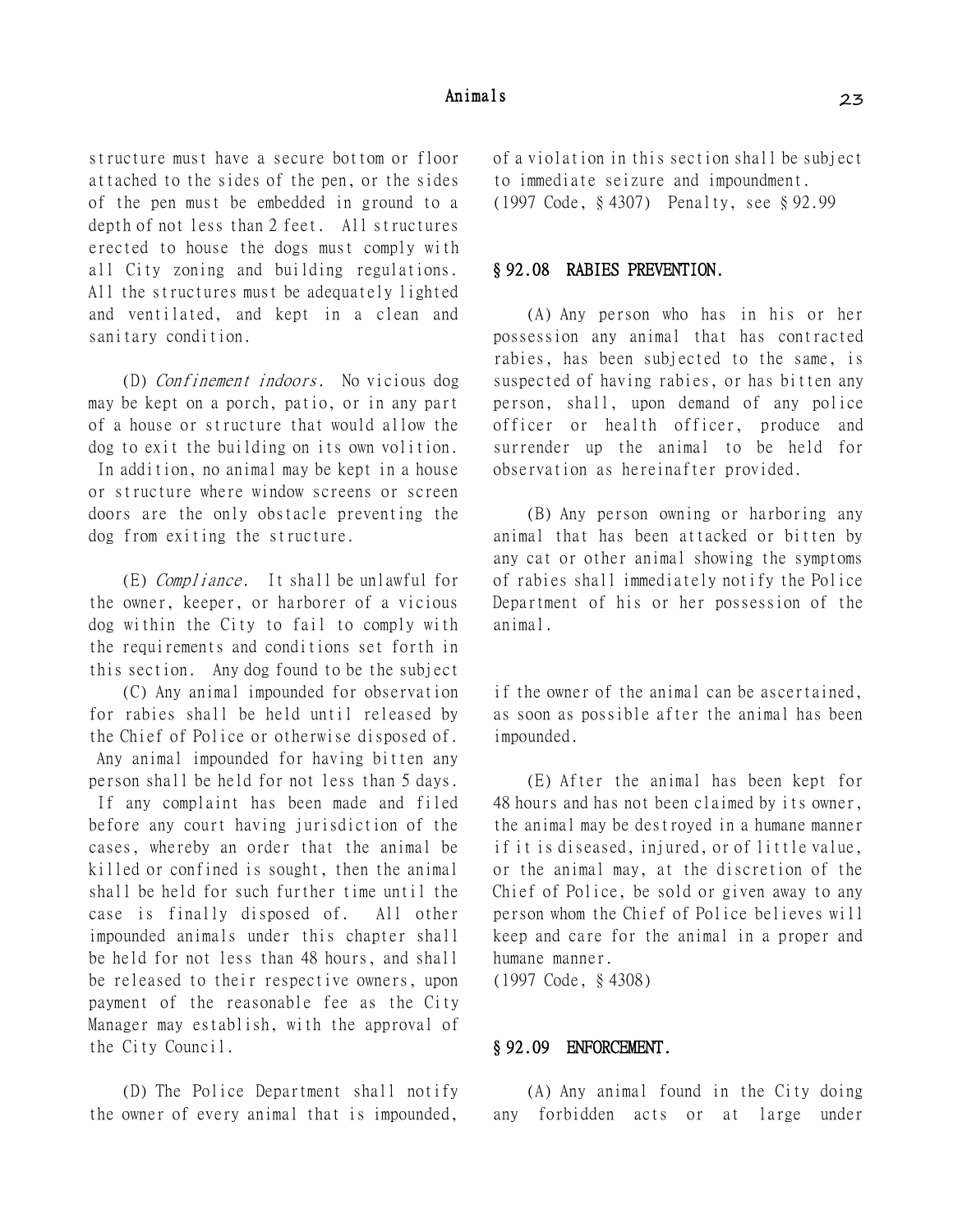structure must have a secure bottom or floor attached to the sides of the pen, or the sides of the pen must be embedded in ground to a depth of not less than 2 feet. All structures erected to house the dogs must comply with all City zoning and building regulations. All the structures must be adequately lighted and ventilated, and kept in a clean and sanitary condition.

(D) *Confinement indoors.* No vicious dog may be kept on a porch, patio, or in any part of a house or structure that would allow the dog to exit the building on its own volition. In addition, no animal may be kept in a house or structure where window screens or screen doors are the only obstacle preventing the dog from exiting the structure.

(E) *Compliance.* It shall be unlawful for the owner, keeper, or harborer of a vicious dog within the City to fail to comply with the requirements and conditions set forth in this section. Any dog found to be the subject of a violation in this section shall be subject to immediate seizure and impoundment.
(1997 Code, § 4307) Penalty, see § 92.99

## § 92.08 RABIES PREVENTION.

(A) Any person who has in his or her possession any animal that has contracted rabies, has been subjected to the same, is suspected of having rabies, or has bitten any person, shall, upon demand of any police officer or health officer, produce and surrender up the animal to be held for observation as hereinafter provided.

(B) Any person owning or harboring any animal that has been attacked or bitten by any cat or other animal showing the symptoms of rabies shall immediately notify the Police Department of his or her possession of the animal.

(C) Any animal impounded for observation for rabies shall be held until released by the Chief of Police or otherwise disposed of. Any animal impounded for having bitten any person shall be held for not less than 5 days. If any complaint has been made and filed before any court having jurisdiction of the cases, whereby an order that the animal be killed or confined is sought, then the animal shall be held for such further time until the case is finally disposed of. All other impounded animals under this chapter shall be held for not less than 48 hours, and shall be released to their respective owners, upon payment of the reasonable fee as the City Manager may establish, with the approval of the City Council.

(D) The Police Department shall notify the owner of every animal that is impounded, if the owner of the animal can be ascertained, as soon as possible after the animal has been impounded.

(E) After the animal has been kept for 48 hours and has not been claimed by its owner, the animal may be destroyed in a humane manner if it is diseased, injured, or of little value, or the animal may, at the discretion of the Chief of Police, be sold or given away to any person whom the Chief of Police believes will keep and care for the animal in a proper and humane manner.
(1997 Code, § 4308)

## § 92.09 ENFORCEMENT.

(A) Any animal found in the City doing any forbidden acts or at large under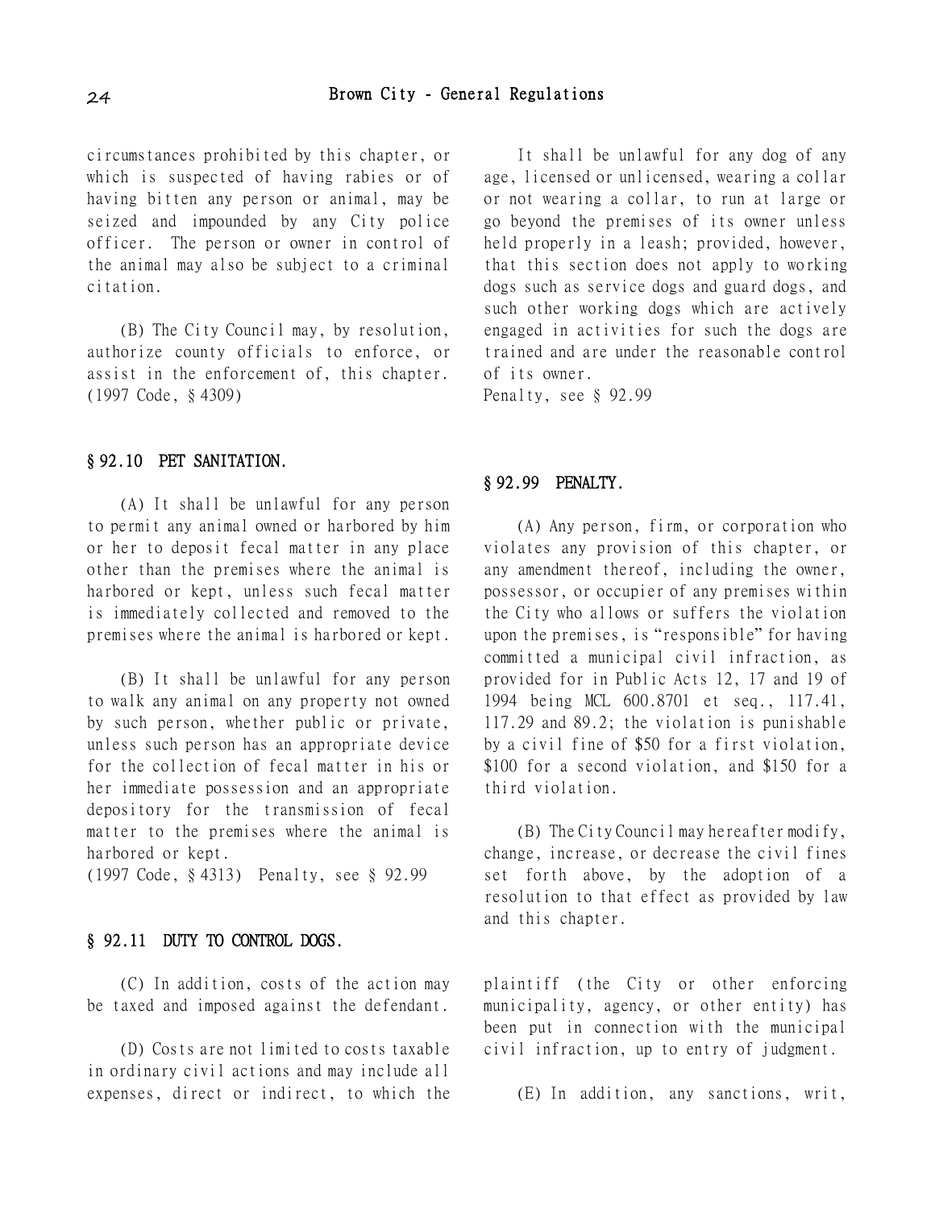circumstances prohibited by this chapter, or which is suspected of having rabies or of having bitten any person or animal, may be seized and impounded by any City police officer. The person or owner in control of the animal may also be subject to a criminal citation.

(B) The City Council may, by resolution, authorize county officials to enforce, or assist in the enforcement of, this chapter.
(1997 Code, § 4309)

### § 92.10 PET SANITATION.

(A) It shall be unlawful for any person to permit any animal owned or harbored by him or her to deposit fecal matter in any place other than the premises where the animal is harbored or kept, unless such fecal matter is immediately collected and removed to the premises where the animal is harbored or kept.

(B) It shall be unlawful for any person to walk any animal on any property not owned by such person, whether public or private, unless such person has an appropriate device for the collection of fecal matter in his or her immediate possession and an appropriate depository for the transmission of fecal matter to the premises where the animal is harbored or kept.
(1997 Code, § 4313) Penalty, see § 92.99

### § 92.11 DUTY TO CONTROL DOGS.

It shall be unlawful for any dog of any age, licensed or unlicensed, wearing a collar or not wearing a collar, to run at large or go beyond the premises of its owner unless held properly in a leash; provided, however, that this section does not apply to working dogs such as service dogs and guard dogs, and such other working dogs which are actively engaged in activities for such the dogs are trained and are under the reasonable control of its owner.
Penalty, see § 92.99

### § 92.99 PENALTY.

(A) Any person, firm, or corporation who violates any provision of this chapter, or any amendment thereof, including the owner, possessor, or occupier of any premises within the City who allows or suffers the violation upon the premises, is "responsible" for having committed a municipal civil infraction, as provided for in Public Acts 12, 17 and 19 of 1994 being MCL 600.8701 et seq., 117.41, 117.29 and 89.2; the violation is punishable by a civil fine of $50 for a first violation, $100 for a second violation, and $150 for a third violation.

(B) The City Council may hereafter modify, change, increase, or decrease the civil fines set forth above, by the adoption of a resolution to that effect as provided by law and this chapter.

(C) In addition, costs of the action may be taxed and imposed against the defendant.

(D) Costs are not limited to costs taxable in ordinary civil actions and may include all expenses, direct or indirect, to which the plaintiff (the City or other enforcing municipality, agency, or other entity) has been put in connection with the municipal civil infraction, up to entry of judgment.

(E) In addition, any sanctions, writ,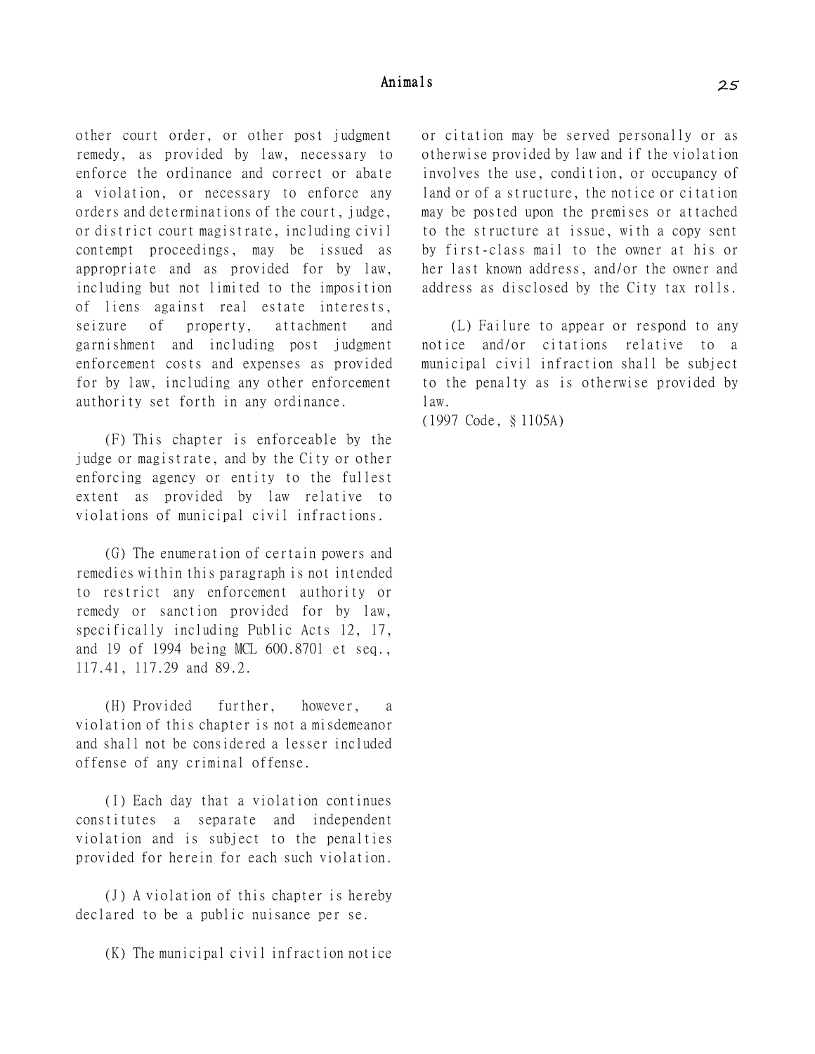other court order, or other post judgment remedy, as provided by law, necessary to enforce the ordinance and correct or abate a violation, or necessary to enforce any orders and determinations of the court, judge, or district court magistrate, including civil contempt proceedings, may be issued as appropriate and as provided for by law, including but not limited to the imposition of liens against real estate interests, seizure of property, attachment and garnishment and including post judgment enforcement costs and expenses as provided for by law, including any other enforcement authority set forth in any ordinance.

(F) This chapter is enforceable by the judge or magistrate, and by the City or other enforcing agency or entity to the fullest extent as provided by law relative to violations of municipal civil infractions.

(G) The enumeration of certain powers and remedies within this paragraph is not intended to restrict any enforcement authority or remedy or sanction provided for by law, specifically including Public Acts 12, 17, and 19 of 1994 being MCL 600.8701 et seq., 117.41, 117.29 and 89.2.

(H) Provided further, however, a violation of this chapter is not a misdemeanor and shall not be considered a lesser included offense of any criminal offense.

(I) Each day that a violation continues constitutes a separate and independent violation and is subject to the penalties provided for herein for each such violation.

(J) A violation of this chapter is hereby declared to be a public nuisance per se.

(K) The municipal civil infraction notice or citation may be served personally or as otherwise provided by law and if the violation involves the use, condition, or occupancy of land or of a structure, the notice or citation may be posted upon the premises or attached to the structure at issue, with a copy sent by first-class mail to the owner at his or her last known address, and/or the owner and address as disclosed by the City tax rolls.

(L) Failure to appear or respond to any notice and/or citations relative to a municipal civil infraction shall be subject to the penalty as is otherwise provided by law.
(1997 Code, § 1105A)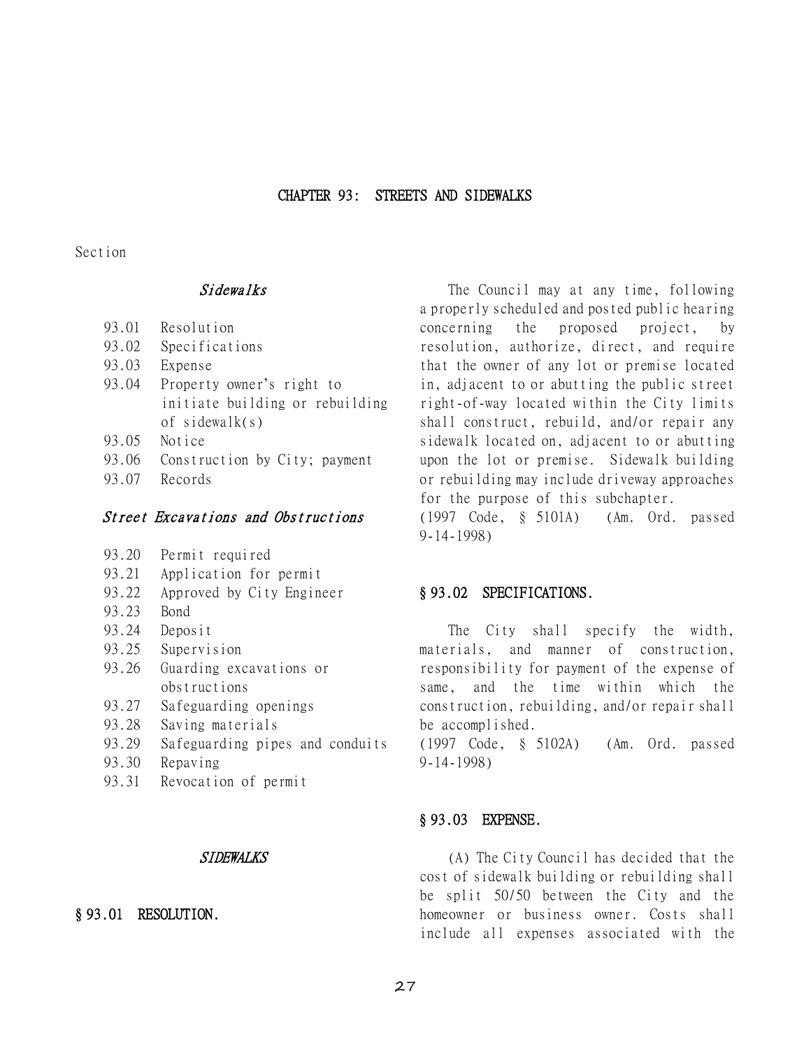# CHAPTER 93: STREETS AND SIDEWALKS

Section

*Sidewalks*

93.01 Resolution
93.02 Specifications
93.03 Expense
93.04 Property owner's right to initiate building or rebuilding of sidewalk(s)
93.05 Notice
93.06 Construction by City; payment
93.07 Records

*Street Excavations and Obstructions*

93.20 Permit required
93.21 Application for permit
93.22 Approved by City Engineer
93.23 Bond
93.24 Deposit
93.25 Supervision
93.26 Guarding excavations or obstructions
93.27 Safeguarding openings
93.28 Saving materials
93.29 Safeguarding pipes and conduits
93.30 Repaving
93.31 Revocation of permit

## *SIDEWALKS*

### § 93.01 RESOLUTION.

The Council may at any time, following a properly scheduled and posted public hearing concerning the proposed project, by resolution, authorize, direct, and require that the owner of any lot or premise located in, adjacent to or abutting the public street right-of-way located within the City limits shall construct, rebuild, and/or repair any sidewalk located on, adjacent to or abutting upon the lot or premise. Sidewalk building or rebuilding may include driveway approaches for the purpose of this subchapter.
(1997 Code, § 5101A) (Am. Ord. passed 9-14-1998)

### § 93.02 SPECIFICATIONS.

The City shall specify the width, materials, and manner of construction, responsibility for payment of the expense of same, and the time within which the construction, rebuilding, and/or repair shall be accomplished.
(1997 Code, § 5102A) (Am. Ord. passed 9-14-1998)

### § 93.03 EXPENSE.

(A) The City Council has decided that the cost of sidewalk building or rebuilding shall be split 50/50 between the City and the homeowner or business owner. Costs shall include all expenses associated with the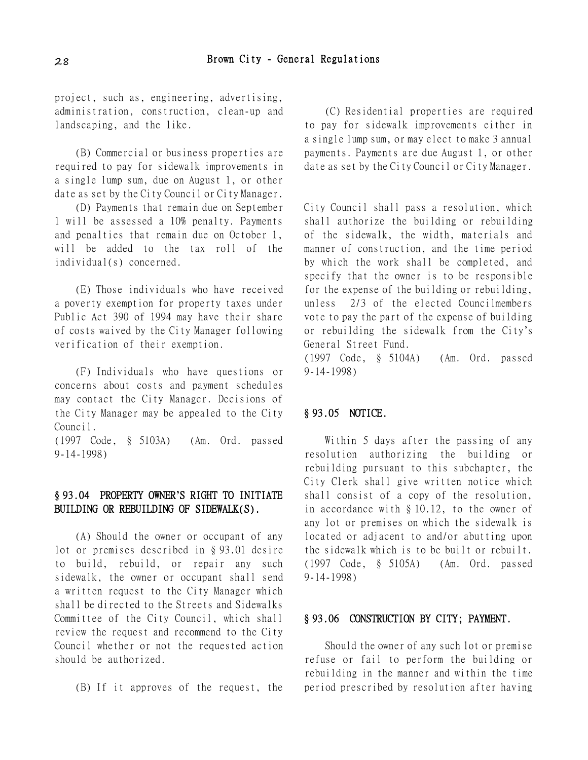project, such as, engineering, advertising, administration, construction, clean-up and landscaping, and the like.

(B) Commercial or business properties are required to pay for sidewalk improvements in a single lump sum, due on August 1, or other date as set by the City Council or City Manager.

(C) Residential properties are required to pay for sidewalk improvements either in a single lump sum, or may elect to make 3 annual payments. Payments are due August 1, or other date as set by the City Council or City Manager.

(D) Payments that remain due on September 1 will be assessed a 10% penalty. Payments and penalties that remain due on October 1, will be added to the tax roll of the individual(s) concerned.

(E) Those individuals who have received a poverty exemption for property taxes under Public Act 390 of 1994 may have their share of costs waived by the City Manager following verification of their exemption.

(F) Individuals who have questions or concerns about costs and payment schedules may contact the City Manager. Decisions of the City Manager may be appealed to the City Council.
(1997 Code, § 5103A) (Am. Ord. passed 9-14-1998)

## § 93.04 PROPERTY OWNER'S RIGHT TO INITIATE BUILDING OR REBUILDING OF SIDEWALK(S).

(A) Should the owner or occupant of any lot or premises described in § 93.01 desire to build, rebuild, or repair any such sidewalk, the owner or occupant shall send a written request to the City Manager which shall be directed to the Streets and Sidewalks Committee of the City Council, which shall review the request and recommend to the City Council whether or not the requested action should be authorized.

(B) If it approves of the request, the City Council shall pass a resolution, which shall authorize the building or rebuilding of the sidewalk, the width, materials and manner of construction, and the time period by which the work shall be completed, and specify that the owner is to be responsible for the expense of the building or rebuilding, unless 2/3 of the elected Councilmembers vote to pay the part of the expense of building or rebuilding the sidewalk from the City's General Street Fund.
(1997 Code, § 5104A) (Am. Ord. passed 9-14-1998)

## § 93.05 NOTICE.

Within 5 days after the passing of any resolution authorizing the building or rebuilding pursuant to this subchapter, the City Clerk shall give written notice which shall consist of a copy of the resolution, in accordance with § 10.12, to the owner of any lot or premises on which the sidewalk is located or adjacent to and/or abutting upon the sidewalk which is to be built or rebuilt.
(1997 Code, § 5105A) (Am. Ord. passed 9-14-1998)

## § 93.06 CONSTRUCTION BY CITY; PAYMENT.

Should the owner of any such lot or premise refuse or fail to perform the building or rebuilding in the manner and within the time period prescribed by resolution after having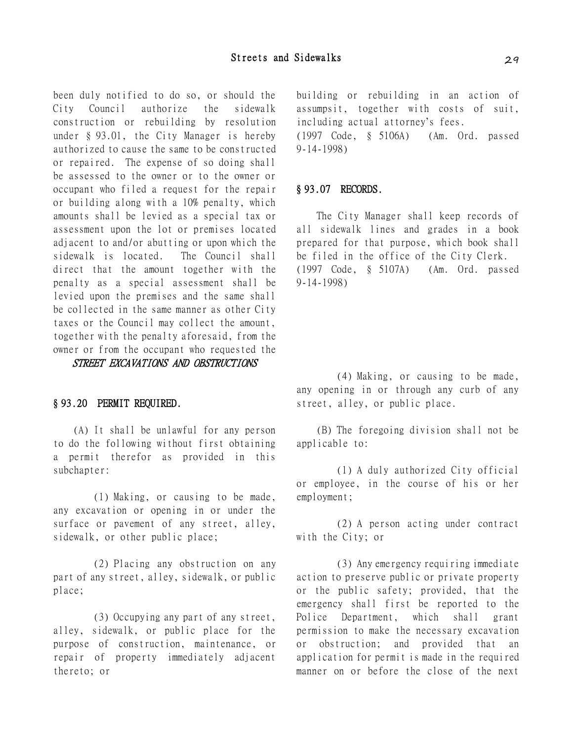been duly notified to do so, or should the City Council authorize the sidewalk construction or rebuilding by resolution under § 93.01, the City Manager is hereby authorized to cause the same to be constructed or repaired. The expense of so doing shall be assessed to the owner or to the owner or occupant who filed a request for the repair or building along with a 10% penalty, which amounts shall be levied as a special tax or assessment upon the lot or premises located adjacent to and/or abutting or upon which the sidewalk is located. The Council shall direct that the amount together with the penalty as a special assessment shall be levied upon the premises and the same shall be collected in the same manner as other City taxes or the Council may collect the amount, together with the penalty aforesaid, from the owner or from the occupant who requested the building or rebuilding in an action of assumpsit, together with costs of suit, including actual attorney's fees.
(1997 Code, § 5106A) (Am. Ord. passed 9-14-1998)

## § 93.07 RECORDS.

The City Manager shall keep records of all sidewalk lines and grades in a book prepared for that purpose, which book shall be filed in the office of the City Clerk.
(1997 Code, § 5107A) (Am. Ord. passed 9-14-1998)

### *STREET EXCAVATIONS AND OBSTRUCTIONS*

## § 93.20 PERMIT REQUIRED.

(A) It shall be unlawful for any person to do the following without first obtaining a permit therefor as provided in this subchapter:

(1) Making, or causing to be made, any excavation or opening in or under the surface or pavement of any street, alley, sidewalk, or other public place;

(2) Placing any obstruction on any part of any street, alley, sidewalk, or public place;

(3) Occupying any part of any street, alley, sidewalk, or public place for the purpose of construction, maintenance, or repair of property immediately adjacent thereto; or

(4) Making, or causing to be made, any opening in or through any curb of any street, alley, or public place.

(B) The foregoing division shall not be applicable to:

(1) A duly authorized City official or employee, in the course of his or her employment;

(2) A person acting under contract with the City; or

(3) Any emergency requiring immediate action to preserve public or private property or the public safety; provided, that the emergency shall first be reported to the Police Department, which shall grant permission to make the necessary excavation or obstruction; and provided that an application for permit is made in the required manner on or before the close of the next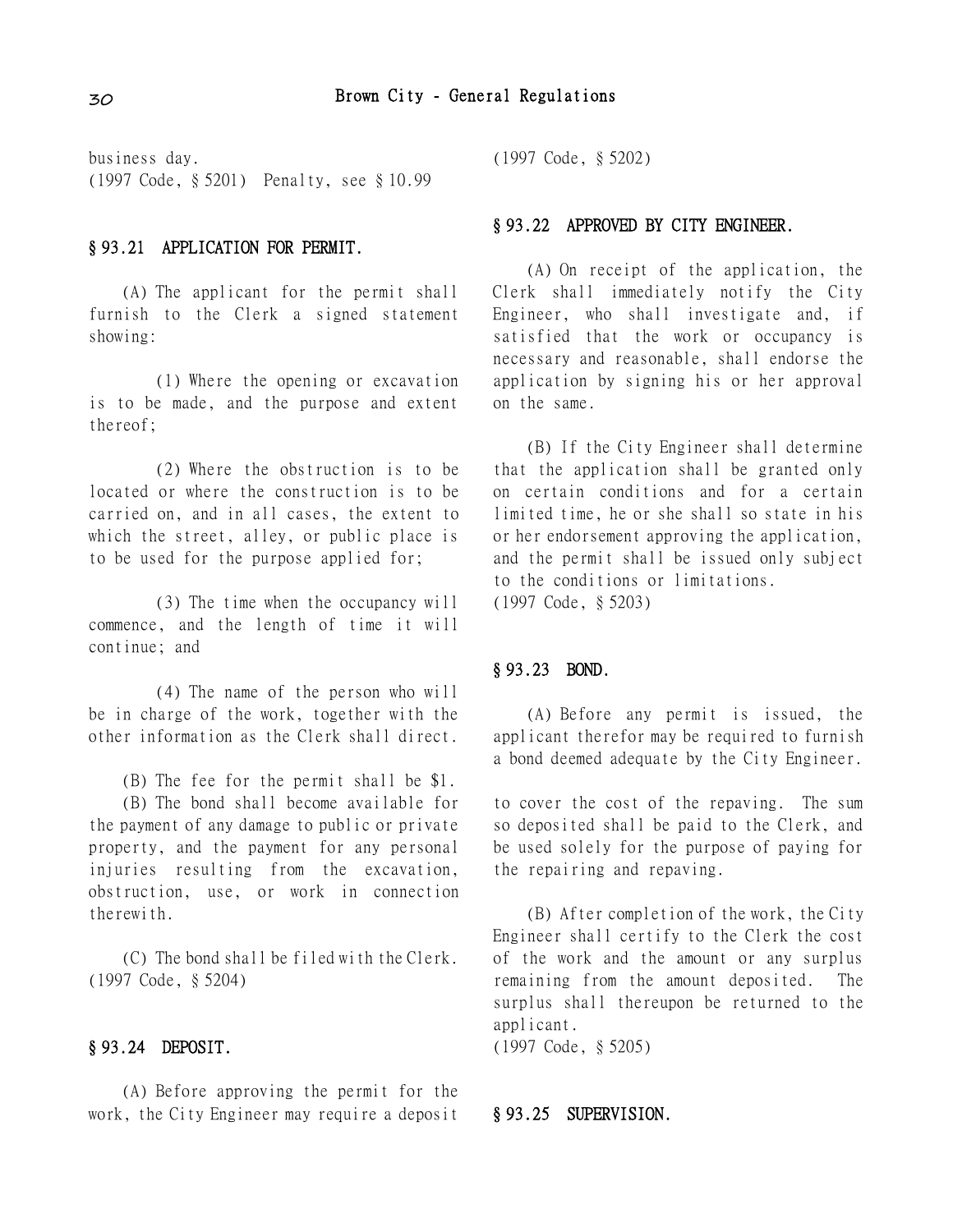business day.
(1997 Code, § 5201) Penalty, see § 10.99

### § 93.21 APPLICATION FOR PERMIT.

(A) The applicant for the permit shall furnish to the Clerk a signed statement showing:

(1) Where the opening or excavation is to be made, and the purpose and extent thereof;

(2) Where the obstruction is to be located or where the construction is to be carried on, and in all cases, the extent to which the street, alley, or public place is to be used for the purpose applied for;

(3) The time when the occupancy will commence, and the length of time it will continue; and

(4) The name of the person who will be in charge of the work, together with the other information as the Clerk shall direct.

(B) The fee for the permit shall be $1.
(1997 Code, § 5202)

### § 93.22 APPROVED BY CITY ENGINEER.

(A) On receipt of the application, the Clerk shall immediately notify the City Engineer, who shall investigate and, if satisfied that the work or occupancy is necessary and reasonable, shall endorse the application by signing his or her approval on the same.

(B) If the City Engineer shall determine that the application shall be granted only on certain conditions and for a certain limited time, he or she shall so state in his or her endorsement approving the application, and the permit shall be issued only subject to the conditions or limitations.
(1997 Code, § 5203)

### § 93.23 BOND.

(A) Before any permit is issued, the applicant therefor may be required to furnish a bond deemed adequate by the City Engineer.

(B) The bond shall become available for the payment of any damage to public or private property, and the payment for any personal injuries resulting from the excavation, obstruction, use, or work in connection therewith.

(C) The bond shall be filed with the Clerk.
(1997 Code, § 5204)

### § 93.24 DEPOSIT.

(A) Before approving the permit for the work, the City Engineer may require a deposit to cover the cost of the repaving. The sum so deposited shall be paid to the Clerk, and be used solely for the purpose of paying for the repairing and repaving.

(B) After completion of the work, the City Engineer shall certify to the Clerk the cost of the work and the amount or any surplus remaining from the amount deposited. The surplus shall thereupon be returned to the applicant.
(1997 Code, § 5205)

### § 93.25 SUPERVISION.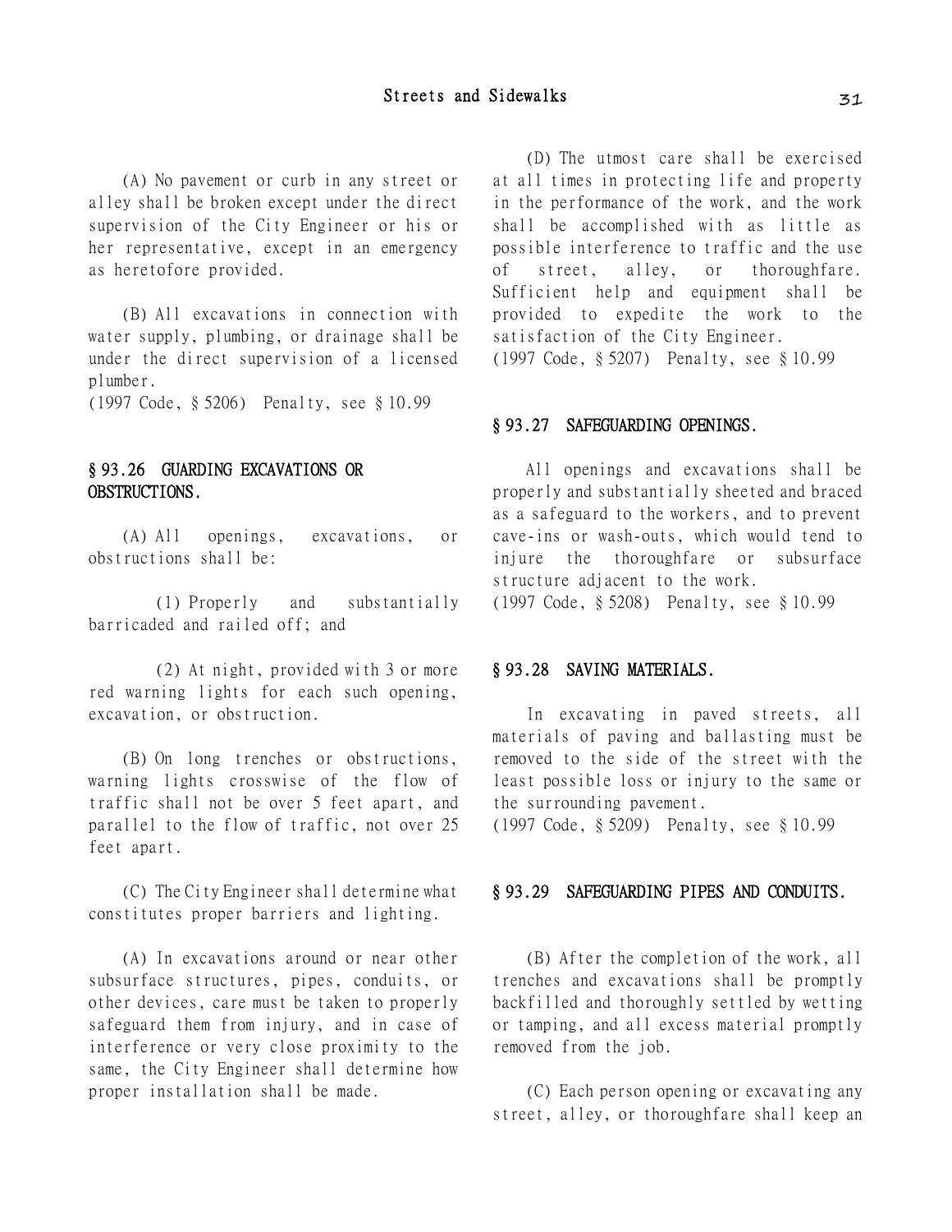(A) No pavement or curb in any street or alley shall be broken except under the direct supervision of the City Engineer or his or her representative, except in an emergency as heretofore provided.

(B) All excavations in connection with water supply, plumbing, or drainage shall be under the direct supervision of a licensed plumber.
(1997 Code, § 5206) Penalty, see § 10.99

## § 93.26 GUARDING EXCAVATIONS OR OBSTRUCTIONS.

(A) All openings, excavations, or obstructions shall be:

(1) Properly and substantially barricaded and railed off; and

(2) At night, provided with 3 or more red warning lights for each such opening, excavation, or obstruction.

(B) On long trenches or obstructions, warning lights crosswise of the flow of traffic shall not be over 5 feet apart, and parallel to the flow of traffic, not over 25 feet apart.

(C) The City Engineer shall determine what constitutes proper barriers and lighting.

(A) In excavations around or near other subsurface structures, pipes, conduits, or other devices, care must be taken to properly safeguard them from injury, and in case of interference or very close proximity to the same, the City Engineer shall determine how proper installation shall be made.

(D) The utmost care shall be exercised at all times in protecting life and property in the performance of the work, and the work shall be accomplished with as little as possible interference to traffic and the use of street, alley, or thoroughfare. Sufficient help and equipment shall be provided to expedite the work to the satisfaction of the City Engineer.
(1997 Code, § 5207) Penalty, see § 10.99

## § 93.27 SAFEGUARDING OPENINGS.

All openings and excavations shall be properly and substantially sheeted and braced as a safeguard to the workers, and to prevent cave-ins or wash-outs, which would tend to injure the thoroughfare or subsurface structure adjacent to the work.
(1997 Code, § 5208) Penalty, see § 10.99

## § 93.28 SAVING MATERIALS.

In excavating in paved streets, all materials of paving and ballasting must be removed to the side of the street with the least possible loss or injury to the same or the surrounding pavement.
(1997 Code, § 5209) Penalty, see § 10.99

## § 93.29 SAFEGUARDING PIPES AND CONDUITS.

(B) After the completion of the work, all trenches and excavations shall be promptly backfilled and thoroughly settled by wetting or tamping, and all excess material promptly removed from the job.

(C) Each person opening or excavating any street, alley, or thoroughfare shall keep an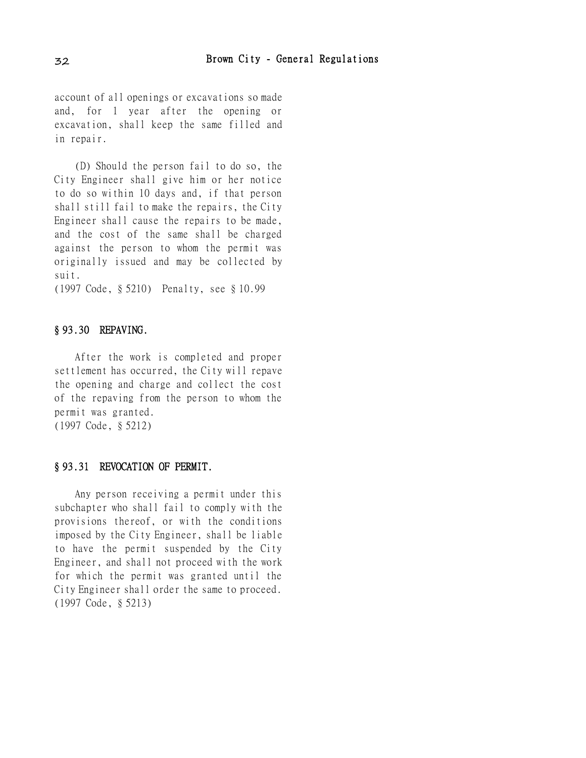account of all openings or excavations so made and, for 1 year after the opening or excavation, shall keep the same filled and in repair.

(D) Should the person fail to do so, the City Engineer shall give him or her notice to do so within 10 days and, if that person shall still fail to make the repairs, the City Engineer shall cause the repairs to be made, and the cost of the same shall be charged against the person to whom the permit was originally issued and may be collected by suit.
(1997 Code, § 5210) Penalty, see § 10.99

## § 93.30 REPAVING.

After the work is completed and proper settlement has occurred, the City will repave the opening and charge and collect the cost of the repaving from the person to whom the permit was granted.
(1997 Code, § 5212)

## § 93.31 REVOCATION OF PERMIT.

Any person receiving a permit under this subchapter who shall fail to comply with the provisions thereof, or with the conditions imposed by the City Engineer, shall be liable to have the permit suspended by the City Engineer, and shall not proceed with the work for which the permit was granted until the City Engineer shall order the same to proceed.
(1997 Code, § 5213)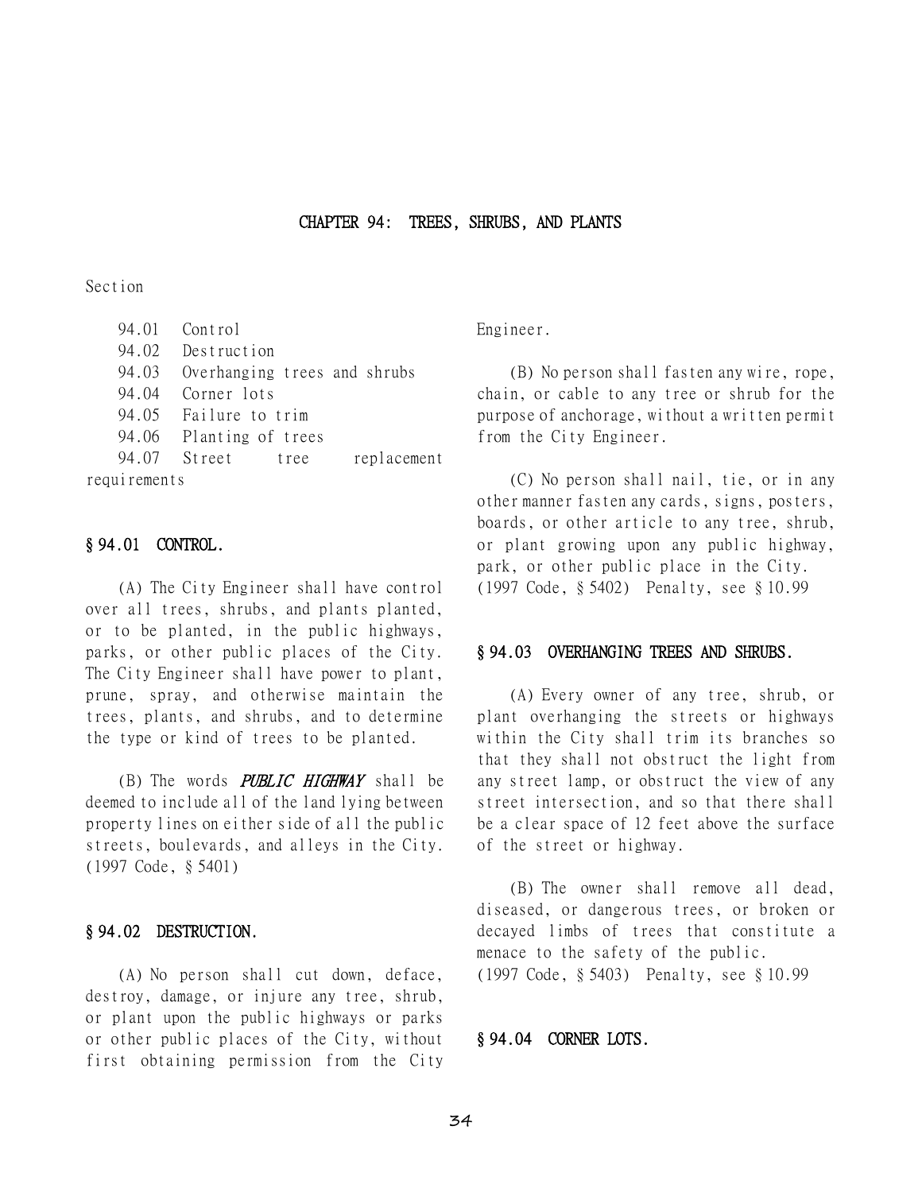# CHAPTER 94: TREES, SHRUBS, AND PLANTS

Section

- 94.01 Control
- 94.02 Destruction
- 94.03 Overhanging trees and shrubs
- 94.04 Corner lots
- 94.05 Failure to trim
- 94.06 Planting of trees
- 94.07 Street tree replacement requirements

## § 94.01 CONTROL.

(A) The City Engineer shall have control over all trees, shrubs, and plants planted, or to be planted, in the public highways, parks, or other public places of the City. The City Engineer shall have power to plant, prune, spray, and otherwise maintain the trees, plants, and shrubs, and to determine the type or kind of trees to be planted.

(B) The words ***PUBLIC HIGHWAY*** shall be deemed to include all of the land lying between property lines on either side of all the public streets, boulevards, and alleys in the City.
(1997 Code, § 5401)

## § 94.02 DESTRUCTION.

(A) No person shall cut down, deface, destroy, damage, or injure any tree, shrub, or plant upon the public highways or parks or other public places of the City, without first obtaining permission from the City Engineer.

(B) No person shall fasten any wire, rope, chain, or cable to any tree or shrub for the purpose of anchorage, without a written permit from the City Engineer.

(C) No person shall nail, tie, or in any other manner fasten any cards, signs, posters, boards, or other article to any tree, shrub, or plant growing upon any public highway, park, or other public place in the City.
(1997 Code, § 5402) Penalty, see § 10.99

## § 94.03 OVERHANGING TREES AND SHRUBS.

(A) Every owner of any tree, shrub, or plant overhanging the streets or highways within the City shall trim its branches so that they shall not obstruct the light from any street lamp, or obstruct the view of any street intersection, and so that there shall be a clear space of 12 feet above the surface of the street or highway.

(B) The owner shall remove all dead, diseased, or dangerous trees, or broken or decayed limbs of trees that constitute a menace to the safety of the public.
(1997 Code, § 5403) Penalty, see § 10.99

## § 94.04 CORNER LOTS.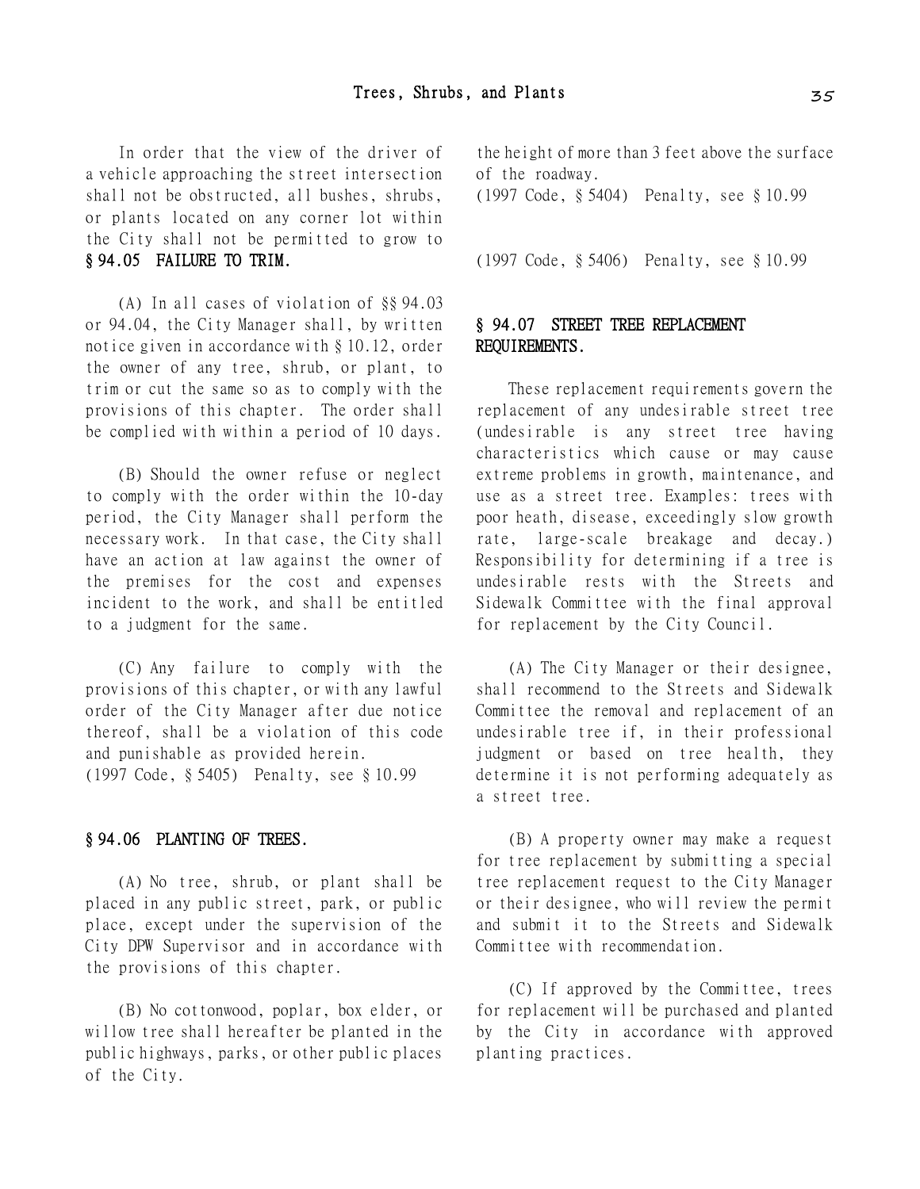In order that the view of the driver of a vehicle approaching the street intersection shall not be obstructed, all bushes, shrubs, or plants located on any corner lot within the City shall not be permitted to grow to the height of more than 3 feet above the surface of the roadway.
(1997 Code, § 5404) Penalty, see § 10.99

**§ 94.05 FAILURE TO TRIM.**

(A) In all cases of violation of §§ 94.03 or 94.04, the City Manager shall, by written notice given in accordance with § 10.12, order the owner of any tree, shrub, or plant, to trim or cut the same so as to comply with the provisions of this chapter. The order shall be complied with within a period of 10 days.

(B) Should the owner refuse or neglect to comply with the order within the 10-day period, the City Manager shall perform the necessary work. In that case, the City shall have an action at law against the owner of the premises for the cost and expenses incident to the work, and shall be entitled to a judgment for the same.

(C) Any failure to comply with the provisions of this chapter, or with any lawful order of the City Manager after due notice thereof, shall be a violation of this code and punishable as provided herein.
(1997 Code, § 5405) Penalty, see § 10.99

**§ 94.06 PLANTING OF TREES.**

(A) No tree, shrub, or plant shall be placed in any public street, park, or public place, except under the supervision of the City DPW Supervisor and in accordance with the provisions of this chapter.

(B) No cottonwood, poplar, box elder, or willow tree shall hereafter be planted in the public highways, parks, or other public places of the City.

(1997 Code, § 5406) Penalty, see § 10.99

**§ 94.07 STREET TREE REPLACEMENT REQUIREMENTS.**

These replacement requirements govern the replacement of any undesirable street tree (undesirable is any street tree having characteristics which cause or may cause extreme problems in growth, maintenance, and use as a street tree. Examples: trees with poor heath, disease, exceedingly slow growth rate, large-scale breakage and decay.) Responsibility for determining if a tree is undesirable rests with the Streets and Sidewalk Committee with the final approval for replacement by the City Council.

(A) The City Manager or their designee, shall recommend to the Streets and Sidewalk Committee the removal and replacement of an undesirable tree if, in their professional judgment or based on tree health, they determine it is not performing adequately as a street tree.

(B) A property owner may make a request for tree replacement by submitting a special tree replacement request to the City Manager or their designee, who will review the permit and submit it to the Streets and Sidewalk Committee with recommendation.

(C) If approved by the Committee, trees for replacement will be purchased and planted by the City in accordance with approved planting practices.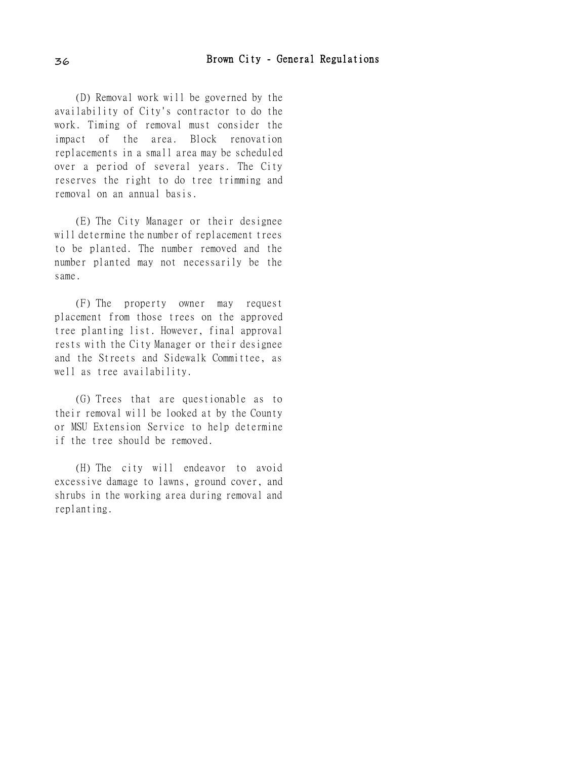(D) Removal work will be governed by the availability of City's contractor to do the work. Timing of removal must consider the impact of the area. Block renovation replacements in a small area may be scheduled over a period of several years. The City reserves the right to do tree trimming and removal on an annual basis.

(E) The City Manager or their designee will determine the number of replacement trees to be planted. The number removed and the number planted may not necessarily be the same.

(F) The property owner may request placement from those trees on the approved tree planting list. However, final approval rests with the City Manager or their designee and the Streets and Sidewalk Committee, as well as tree availability.

(G) Trees that are questionable as to their removal will be looked at by the County or MSU Extension Service to help determine if the tree should be removed.

(H) The city will endeavor to avoid excessive damage to lawns, ground cover, and shrubs in the working area during removal and replanting.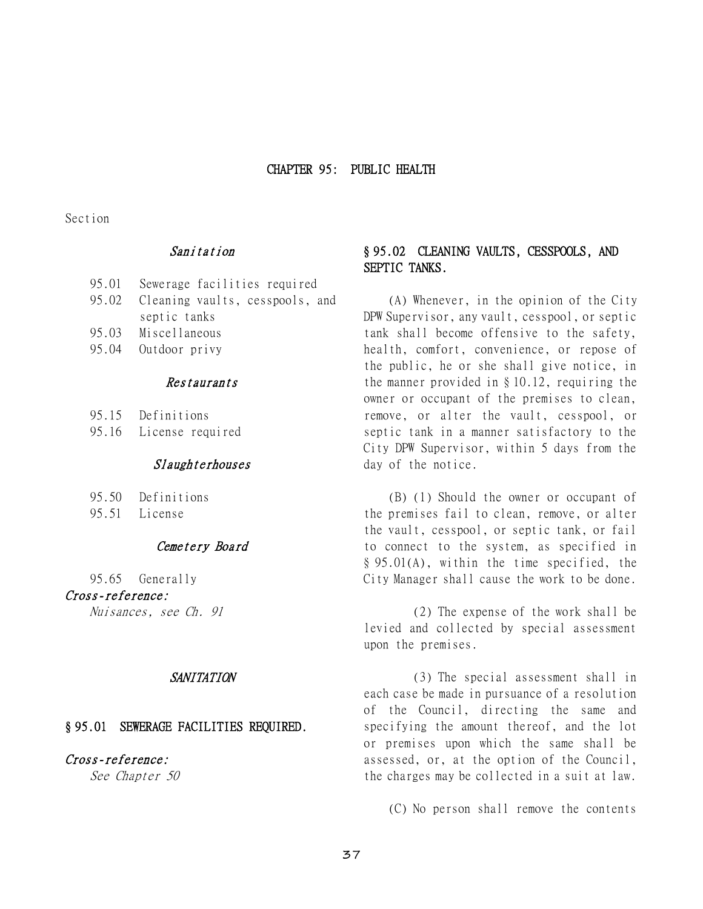# CHAPTER 95: PUBLIC HEALTH

Section

*Sanitation*

95.01 Sewerage facilities required
95.02 Cleaning vaults, cesspools, and septic tanks
95.03 Miscellaneous
95.04 Outdoor privy

*Restaurants*

95.15 Definitions
95.16 License required

*Slaughterhouses*

95.50 Definitions
95.51 License

*Cemetery Board*

95.65 Generally

***Cross-reference:***
*Nuisances, see Ch. 91*

## *SANITATION*

### § 95.01 SEWERAGE FACILITIES REQUIRED.

***Cross-reference:***
*See Chapter 50*

### § 95.02 CLEANING VAULTS, CESSPOOLS, AND SEPTIC TANKS.

(A) Whenever, in the opinion of the City DPW Supervisor, any vault, cesspool, or septic tank shall become offensive to the safety, health, comfort, convenience, or repose of the public, he or she shall give notice, in the manner provided in § 10.12, requiring the owner or occupant of the premises to clean, remove, or alter the vault, cesspool, or septic tank in a manner satisfactory to the City DPW Supervisor, within 5 days from the day of the notice.

(B) (1) Should the owner or occupant of the premises fail to clean, remove, or alter the vault, cesspool, or septic tank, or fail to connect to the system, as specified in § 95.01(A), within the time specified, the City Manager shall cause the work to be done.

(2) The expense of the work shall be levied and collected by special assessment upon the premises.

(3) The special assessment shall in each case be made in pursuance of a resolution of the Council, directing the same and specifying the amount thereof, and the lot or premises upon which the same shall be assessed, or, at the option of the Council, the charges may be collected in a suit at law.

(C) No person shall remove the contents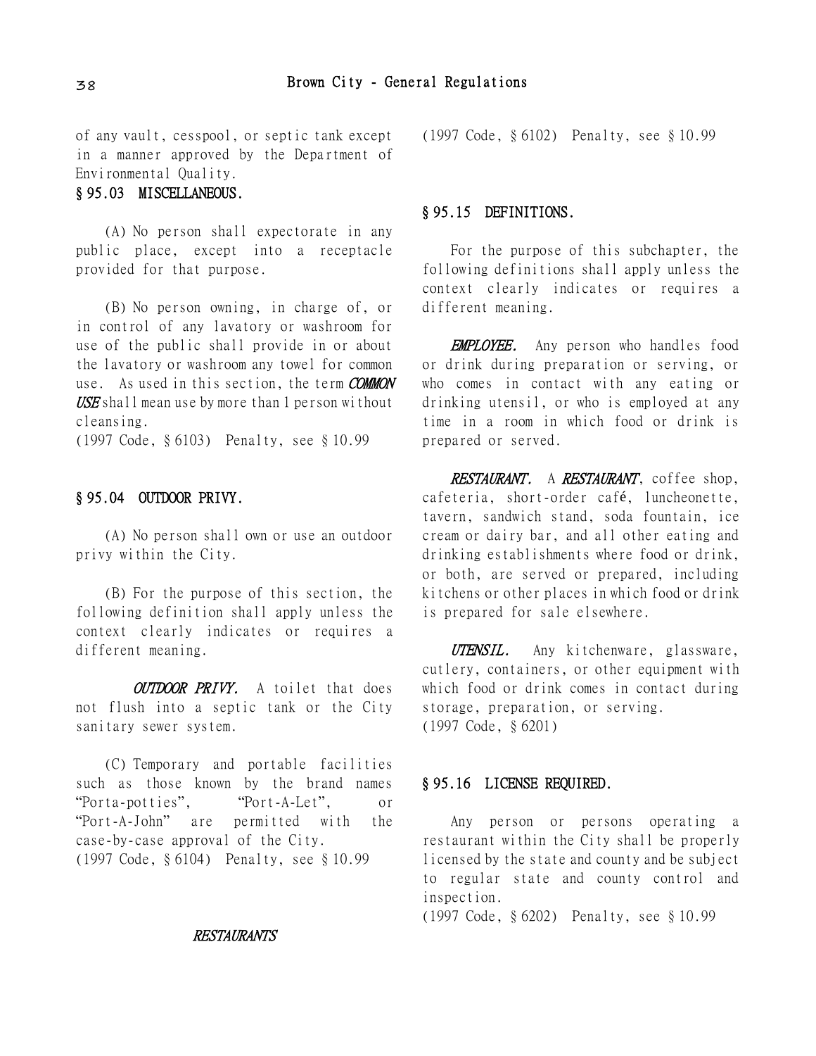of any vault, cesspool, or septic tank except in a manner approved by the Department of Environmental Quality.

## § 95.03 MISCELLANEOUS.

(A) No person shall expectorate in any public place, except into a receptacle provided for that purpose.

(B) No person owning, in charge of, or in control of any lavatory or washroom for use of the public shall provide in or about the lavatory or washroom any towel for common use. As used in this section, the term ***COMMON USE*** shall mean use by more than 1 person without cleansing.
(1997 Code, § 6103) Penalty, see § 10.99

## § 95.04 OUTDOOR PRIVY.

(A) No person shall own or use an outdoor privy within the City.

(B) For the purpose of this section, the following definition shall apply unless the context clearly indicates or requires a different meaning.

***OUTDOOR PRIVY.*** A toilet that does not flush into a septic tank or the City sanitary sewer system.

(C) Temporary and portable facilities such as those known by the brand names "Porta-potties", "Port-A-Let", or "Port-A-John" are permitted with the case-by-case approval of the City.
(1997 Code, § 6104) Penalty, see § 10.99

### *RESTAURANTS*

(1997 Code, § 6102) Penalty, see § 10.99

## § 95.15 DEFINITIONS.

For the purpose of this subchapter, the following definitions shall apply unless the context clearly indicates or requires a different meaning.

***EMPLOYEE.*** Any person who handles food or drink during preparation or serving, or who comes in contact with any eating or drinking utensil, or who is employed at any time in a room in which food or drink is prepared or served.

***RESTAURANT.*** A ***RESTAURANT***, coffee shop, cafeteria, short-order café, luncheonette, tavern, sandwich stand, soda fountain, ice cream or dairy bar, and all other eating and drinking establishments where food or drink, or both, are served or prepared, including kitchens or other places in which food or drink is prepared for sale elsewhere.

***UTENSIL.*** Any kitchenware, glassware, cutlery, containers, or other equipment with which food or drink comes in contact during storage, preparation, or serving.
(1997 Code, § 6201)

## § 95.16 LICENSE REQUIRED.

Any person or persons operating a restaurant within the City shall be properly licensed by the state and county and be subject to regular state and county control and inspection.
(1997 Code, § 6202) Penalty, see § 10.99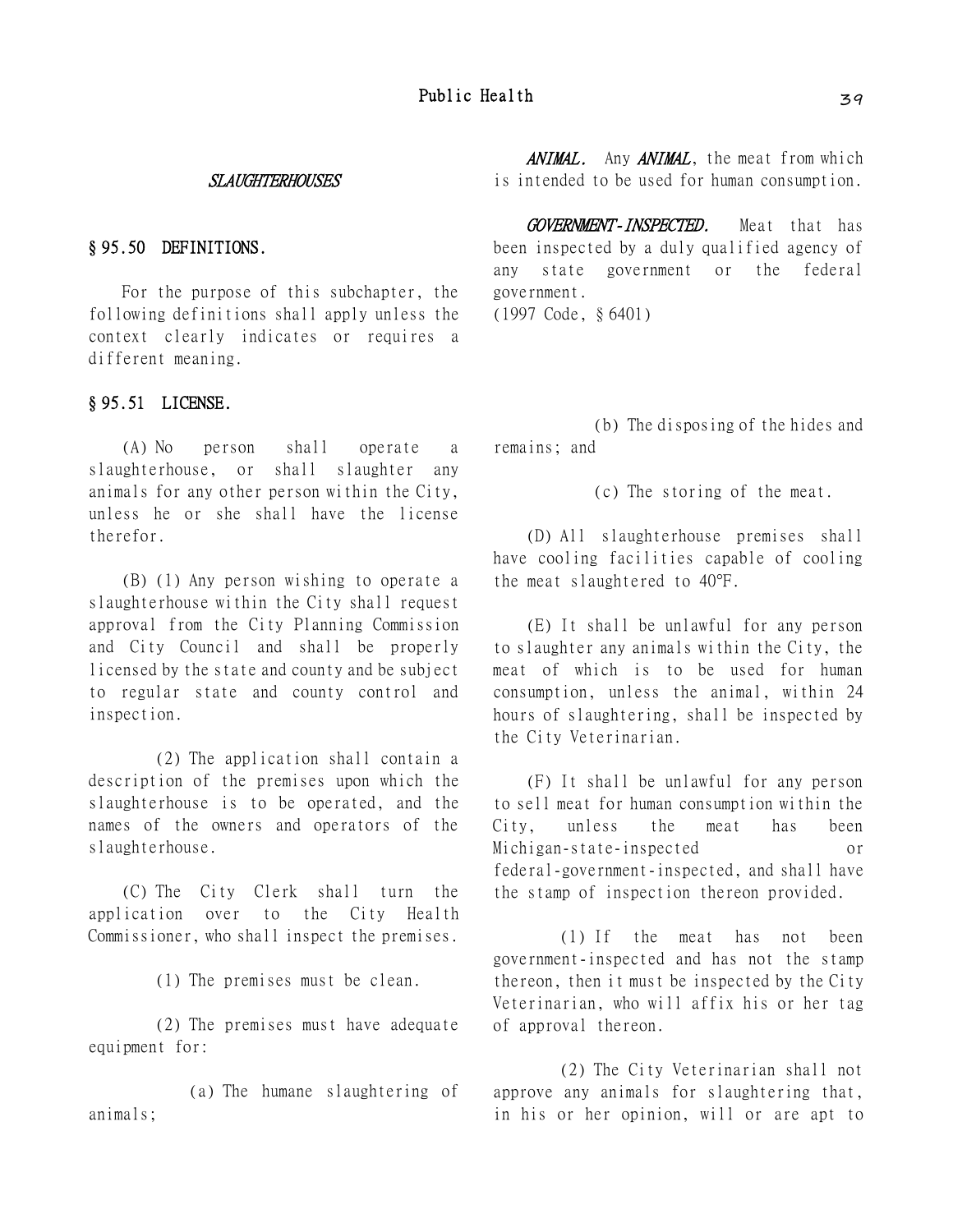*SLAUGHTERHOUSES*

## § 95.50 DEFINITIONS.

For the purpose of this subchapter, the following definitions shall apply unless the context clearly indicates or requires a different meaning.

***ANIMAL.*** Any ***ANIMAL***, the meat from which is intended to be used for human consumption.

***GOVERNMENT-INSPECTED.*** Meat that has been inspected by a duly qualified agency of any state government or the federal government.
(1997 Code, § 6401)

## § 95.51 LICENSE.

(A) No person shall operate a slaughterhouse, or shall slaughter any animals for any other person within the City, unless he or she shall have the license therefor.

(B) (1) Any person wishing to operate a slaughterhouse within the City shall request approval from the City Planning Commission and City Council and shall be properly licensed by the state and county and be subject to regular state and county control and inspection.

(2) The application shall contain a description of the premises upon which the slaughterhouse is to be operated, and the names of the owners and operators of the slaughterhouse.

(C) The City Clerk shall turn the application over to the City Health Commissioner, who shall inspect the premises.

(1) The premises must be clean.

(2) The premises must have adequate equipment for:

(a) The humane slaughtering of animals;

(b) The disposing of the hides and remains; and

(c) The storing of the meat.

(D) All slaughterhouse premises shall have cooling facilities capable of cooling the meat slaughtered to 40°F.

(E) It shall be unlawful for any person to slaughter any animals within the City, the meat of which is to be used for human consumption, unless the animal, within 24 hours of slaughtering, shall be inspected by the City Veterinarian.

(F) It shall be unlawful for any person to sell meat for human consumption within the City, unless the meat has been Michigan-state-inspected or federal-government-inspected, and shall have the stamp of inspection thereon provided.

(1) If the meat has not been government-inspected and has not the stamp thereon, then it must be inspected by the City Veterinarian, who will affix his or her tag of approval thereon.

(2) The City Veterinarian shall not approve any animals for slaughtering that, in his or her opinion, will or are apt to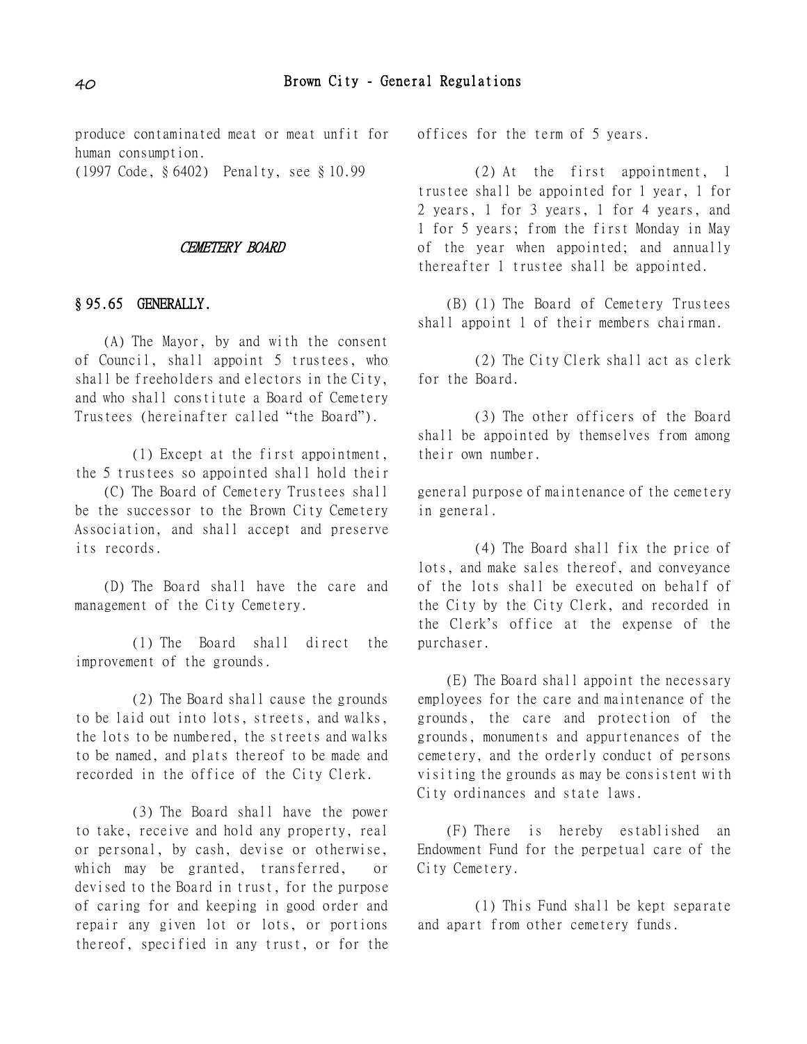produce contaminated meat or meat unfit for human consumption.
(1997 Code, § 6402) Penalty, see § 10.99

### *CEMETERY BOARD*

### § 95.65 GENERALLY.

(A) The Mayor, by and with the consent of Council, shall appoint 5 trustees, who shall be freeholders and electors in the City, and who shall constitute a Board of Cemetery Trustees (hereinafter called "the Board").

(1) Except at the first appointment, the 5 trustees so appointed shall hold their offices for the term of 5 years.

(2) At the first appointment, 1 trustee shall be appointed for 1 year, 1 for 2 years, 1 for 3 years, 1 for 4 years, and 1 for 5 years; from the first Monday in May of the year when appointed; and annually thereafter 1 trustee shall be appointed.

(B) (1) The Board of Cemetery Trustees shall appoint 1 of their members chairman.

(2) The City Clerk shall act as clerk for the Board.

(3) The other officers of the Board shall be appointed by themselves from among their own number.

(C) The Board of Cemetery Trustees shall be the successor to the Brown City Cemetery Association, and shall accept and preserve its records.

(D) The Board shall have the care and management of the City Cemetery.

(1) The Board shall direct the improvement of the grounds.

(2) The Board shall cause the grounds to be laid out into lots, streets, and walks, the lots to be numbered, the streets and walks to be named, and plats thereof to be made and recorded in the office of the City Clerk.

(3) The Board shall have the power to take, receive and hold any property, real or personal, by cash, devise or otherwise, which may be granted, transferred, or devised to the Board in trust, for the purpose of caring for and keeping in good order and repair any given lot or lots, or portions thereof, specified in any trust, or for the general purpose of maintenance of the cemetery in general.

(4) The Board shall fix the price of lots, and make sales thereof, and conveyance of the lots shall be executed on behalf of the City by the City Clerk, and recorded in the Clerk's office at the expense of the purchaser.

(E) The Board shall appoint the necessary employees for the care and maintenance of the grounds, the care and protection of the grounds, monuments and appurtenances of the cemetery, and the orderly conduct of persons visiting the grounds as may be consistent with City ordinances and state laws.

(F) There is hereby established an Endowment Fund for the perpetual care of the City Cemetery.

(1) This Fund shall be kept separate and apart from other cemetery funds.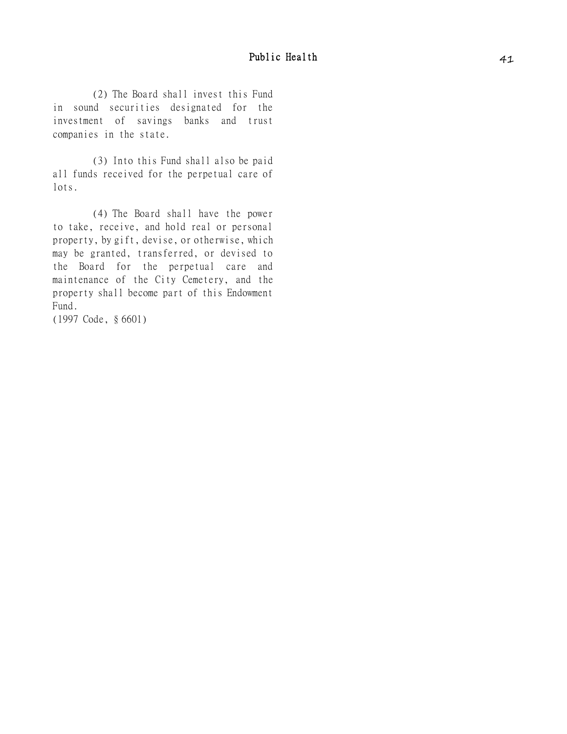(2) The Board shall invest this Fund in sound securities designated for the investment of savings banks and trust companies in the state.

(3) Into this Fund shall also be paid all funds received for the perpetual care of lots.

(4) The Board shall have the power to take, receive, and hold real or personal property, by gift, devise, or otherwise, which may be granted, transferred, or devised to the Board for the perpetual care and maintenance of the City Cemetery, and the property shall become part of this Endowment Fund.
(1997 Code, § 6601)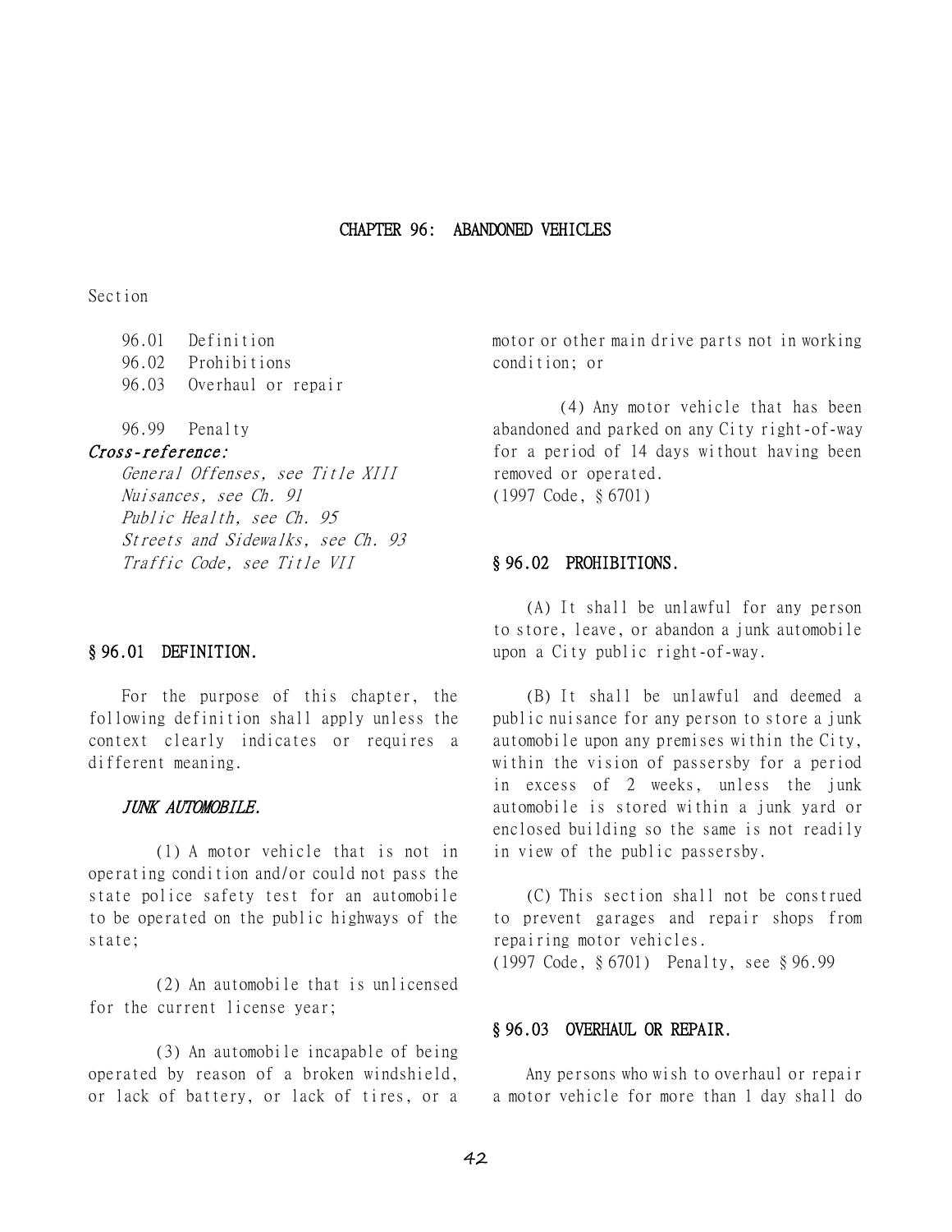# CHAPTER 96: ABANDONED VEHICLES

Section

96.01 Definition
96.02 Prohibitions
96.03 Overhaul or repair

96.99 Penalty

***Cross-reference:***

*General Offenses, see Title XIII*
*Nuisances, see Ch. 91*
*Public Health, see Ch. 95*
*Streets and Sidewalks, see Ch. 93*
*Traffic Code, see Title VII*

## § 96.01 DEFINITION.

For the purpose of this chapter, the following definition shall apply unless the context clearly indicates or requires a different meaning.

***JUNK AUTOMOBILE.***

(1) A motor vehicle that is not in operating condition and/or could not pass the state police safety test for an automobile to be operated on the public highways of the state;

(2) An automobile that is unlicensed for the current license year;

(3) An automobile incapable of being operated by reason of a broken windshield, or lack of battery, or lack of tires, or a motor or other main drive parts not in working condition; or

(4) Any motor vehicle that has been abandoned and parked on any City right-of-way for a period of 14 days without having been removed or operated.
(1997 Code, § 6701)

## § 96.02 PROHIBITIONS.

(A) It shall be unlawful for any person to store, leave, or abandon a junk automobile upon a City public right-of-way.

(B) It shall be unlawful and deemed a public nuisance for any person to store a junk automobile upon any premises within the City, within the vision of passersby for a period in excess of 2 weeks, unless the junk automobile is stored within a junk yard or enclosed building so the same is not readily in view of the public passersby.

(C) This section shall not be construed to prevent garages and repair shops from repairing motor vehicles.
(1997 Code, § 6701) Penalty, see § 96.99

## § 96.03 OVERHAUL OR REPAIR.

Any persons who wish to overhaul or repair a motor vehicle for more than 1 day shall do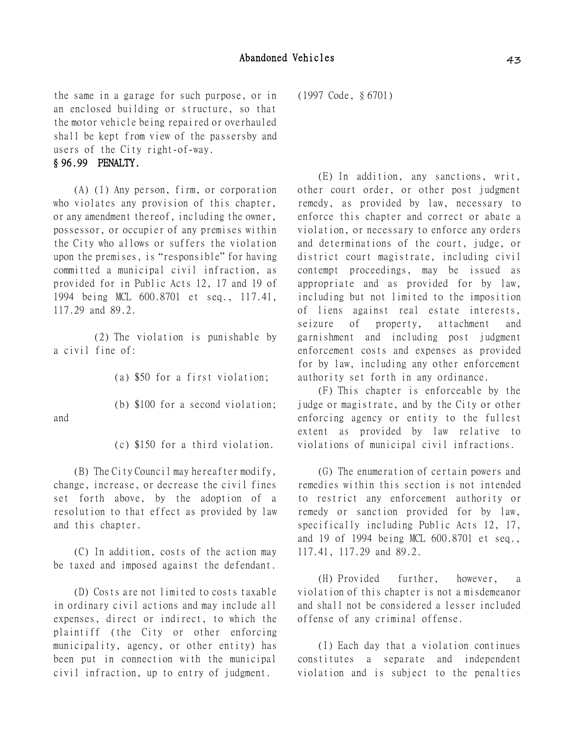the same in a garage for such purpose, or in an enclosed building or structure, so that the motor vehicle being repaired or overhauled shall be kept from view of the passersby and users of the City right-of-way.

(1997 Code, § 6701)

### § 96.99 PENALTY.

(A) (1) Any person, firm, or corporation who violates any provision of this chapter, or any amendment thereof, including the owner, possessor, or occupier of any premises within the City who allows or suffers the violation upon the premises, is "responsible" for having committed a municipal civil infraction, as provided for in Public Acts 12, 17 and 19 of 1994 being MCL 600.8701 et seq., 117.41, 117.29 and 89.2.

(2) The violation is punishable by a civil fine of:

(a) $50 for a first violation;

(b) $100 for a second violation; and

(c) $150 for a third violation.

(B) The City Council may hereafter modify, change, increase, or decrease the civil fines set forth above, by the adoption of a resolution to that effect as provided by law and this chapter.

(C) In addition, costs of the action may be taxed and imposed against the defendant.

(D) Costs are not limited to costs taxable in ordinary civil actions and may include all expenses, direct or indirect, to which the plaintiff (the City or other enforcing municipality, agency, or other entity) has been put in connection with the municipal civil infraction, up to entry of judgment.

(E) In addition, any sanctions, writ, other court order, or other post judgment remedy, as provided by law, necessary to enforce this chapter and correct or abate a violation, or necessary to enforce any orders and determinations of the court, judge, or district court magistrate, including civil contempt proceedings, may be issued as appropriate and as provided for by law, including but not limited to the imposition of liens against real estate interests, seizure of property, attachment and garnishment and including post judgment enforcement costs and expenses as provided for by law, including any other enforcement authority set forth in any ordinance.

(F) This chapter is enforceable by the judge or magistrate, and by the City or other enforcing agency or entity to the fullest extent as provided by law relative to violations of municipal civil infractions.

(G) The enumeration of certain powers and remedies within this section is not intended to restrict any enforcement authority or remedy or sanction provided for by law, specifically including Public Acts 12, 17, and 19 of 1994 being MCL 600.8701 et seq., 117.41, 117.29 and 89.2.

(H) Provided further, however, a violation of this chapter is not a misdemeanor and shall not be considered a lesser included offense of any criminal offense.

(I) Each day that a violation continues constitutes a separate and independent violation and is subject to the penalties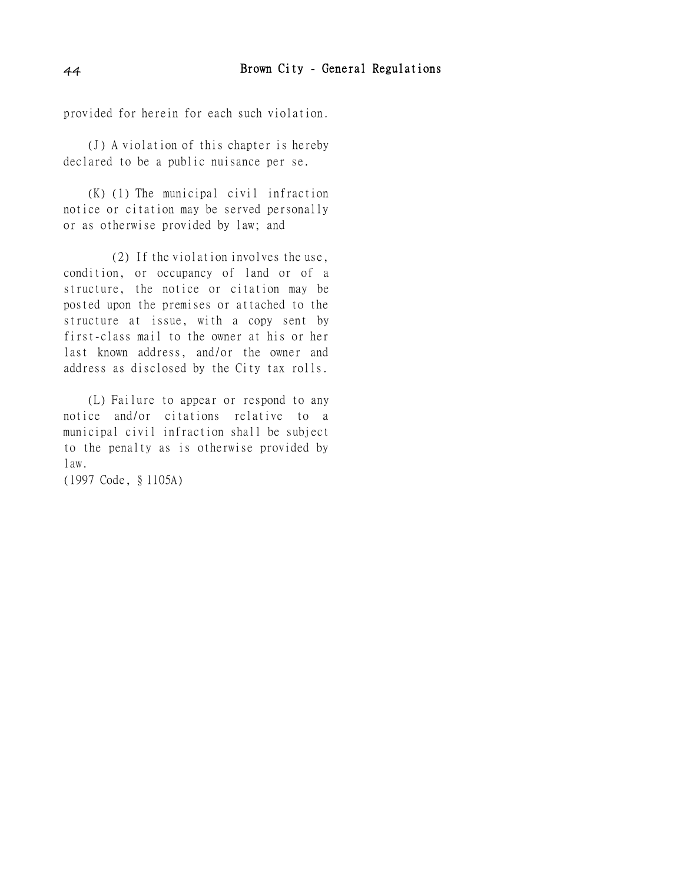provided for herein for each such violation.

(J) A violation of this chapter is hereby declared to be a public nuisance per se.

(K) (1) The municipal civil infraction notice or citation may be served personally or as otherwise provided by law; and

(2) If the violation involves the use, condition, or occupancy of land or of a structure, the notice or citation may be posted upon the premises or attached to the structure at issue, with a copy sent by first-class mail to the owner at his or her last known address, and/or the owner and address as disclosed by the City tax rolls.

(L) Failure to appear or respond to any notice and/or citations relative to a municipal civil infraction shall be subject to the penalty as is otherwise provided by law.
(1997 Code, § 1105A)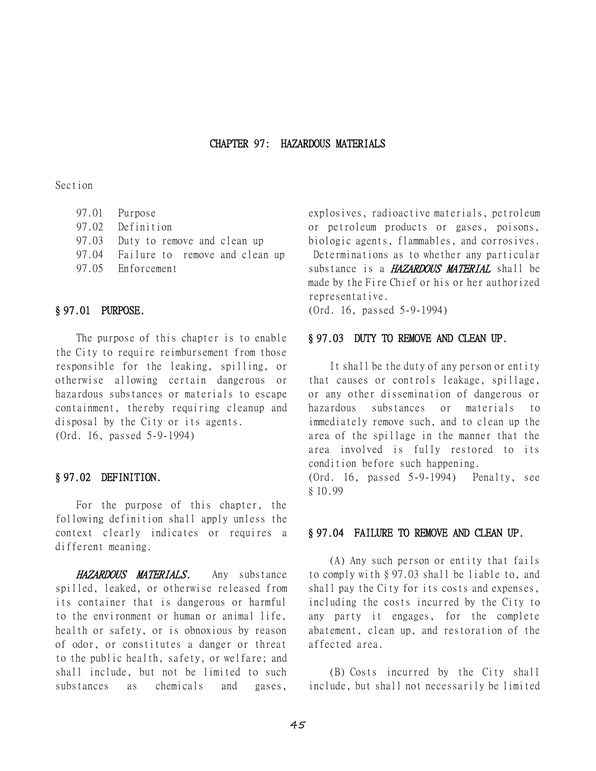# CHAPTER 97: HAZARDOUS MATERIALS

Section

97.01 Purpose
97.02 Definition
97.03 Duty to remove and clean up
97.04 Failure to remove and clean up
97.05 Enforcement

## § 97.01 PURPOSE.

The purpose of this chapter is to enable the City to require reimbursement from those responsible for the leaking, spilling, or otherwise allowing certain dangerous or hazardous substances or materials to escape containment, thereby requiring cleanup and disposal by the City or its agents.
(Ord. 16, passed 5-9-1994)

## § 97.02 DEFINITION.

For the purpose of this chapter, the following definition shall apply unless the context clearly indicates or requires a different meaning.

***HAZARDOUS MATERIALS.*** Any substance spilled, leaked, or otherwise released from its container that is dangerous or harmful to the environment or human or animal life, health or safety, or is obnoxious by reason of odor, or constitutes a danger or threat to the public health, safety, or welfare; and shall include, but not be limited to such substances as chemicals and gases, explosives, radioactive materials, petroleum or petroleum products or gases, poisons, biologic agents, flammables, and corrosives. Determinations as to whether any particular substance is a ***HAZARDOUS MATERIAL*** shall be made by the Fire Chief or his or her authorized representative.
(Ord. 16, passed 5-9-1994)

## § 97.03 DUTY TO REMOVE AND CLEAN UP.

It shall be the duty of any person or entity that causes or controls leakage, spillage, or any other dissemination of dangerous or hazardous substances or materials to immediately remove such, and to clean up the area of the spillage in the manner that the area involved is fully restored to its condition before such happening.
(Ord. 16, passed 5-9-1994) Penalty, see § 10.99

## § 97.04 FAILURE TO REMOVE AND CLEAN UP.

(A) Any such person or entity that fails to comply with § 97.03 shall be liable to, and shall pay the City for its costs and expenses, including the costs incurred by the City to any party it engages, for the complete abatement, clean up, and restoration of the affected area.

(B) Costs incurred by the City shall include, but shall not necessarily be limited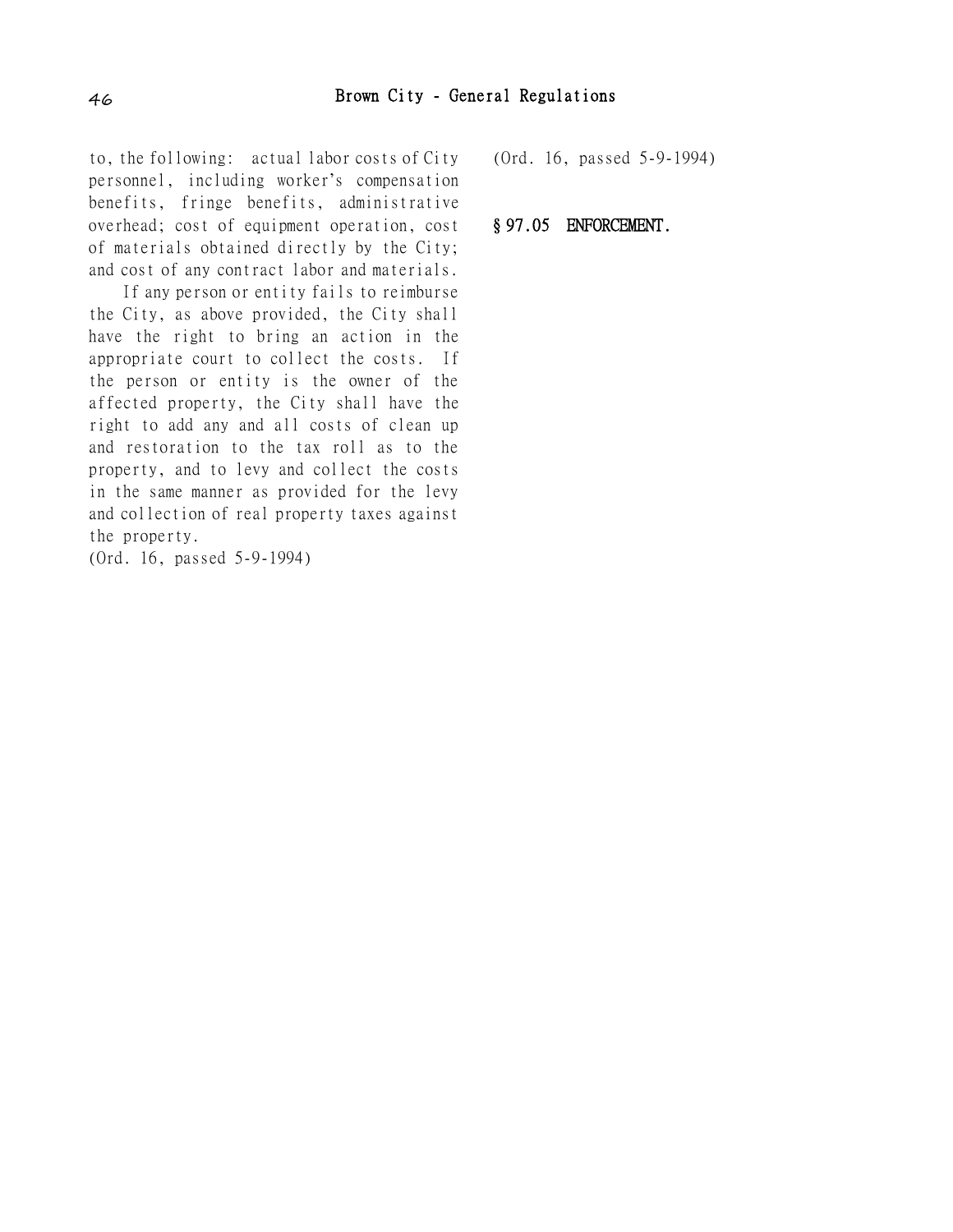to, the following: actual labor costs of City personnel, including worker's compensation benefits, fringe benefits, administrative overhead; cost of equipment operation, cost of materials obtained directly by the City; and cost of any contract labor and materials.

If any person or entity fails to reimburse the City, as above provided, the City shall have the right to bring an action in the appropriate court to collect the costs. If the person or entity is the owner of the affected property, the City shall have the right to add any and all costs of clean up and restoration to the tax roll as to the property, and to levy and collect the costs in the same manner as provided for the levy and collection of real property taxes against the property.
(Ord. 16, passed 5-9-1994)

(Ord. 16, passed 5-9-1994)

### § 97.05 ENFORCEMENT.